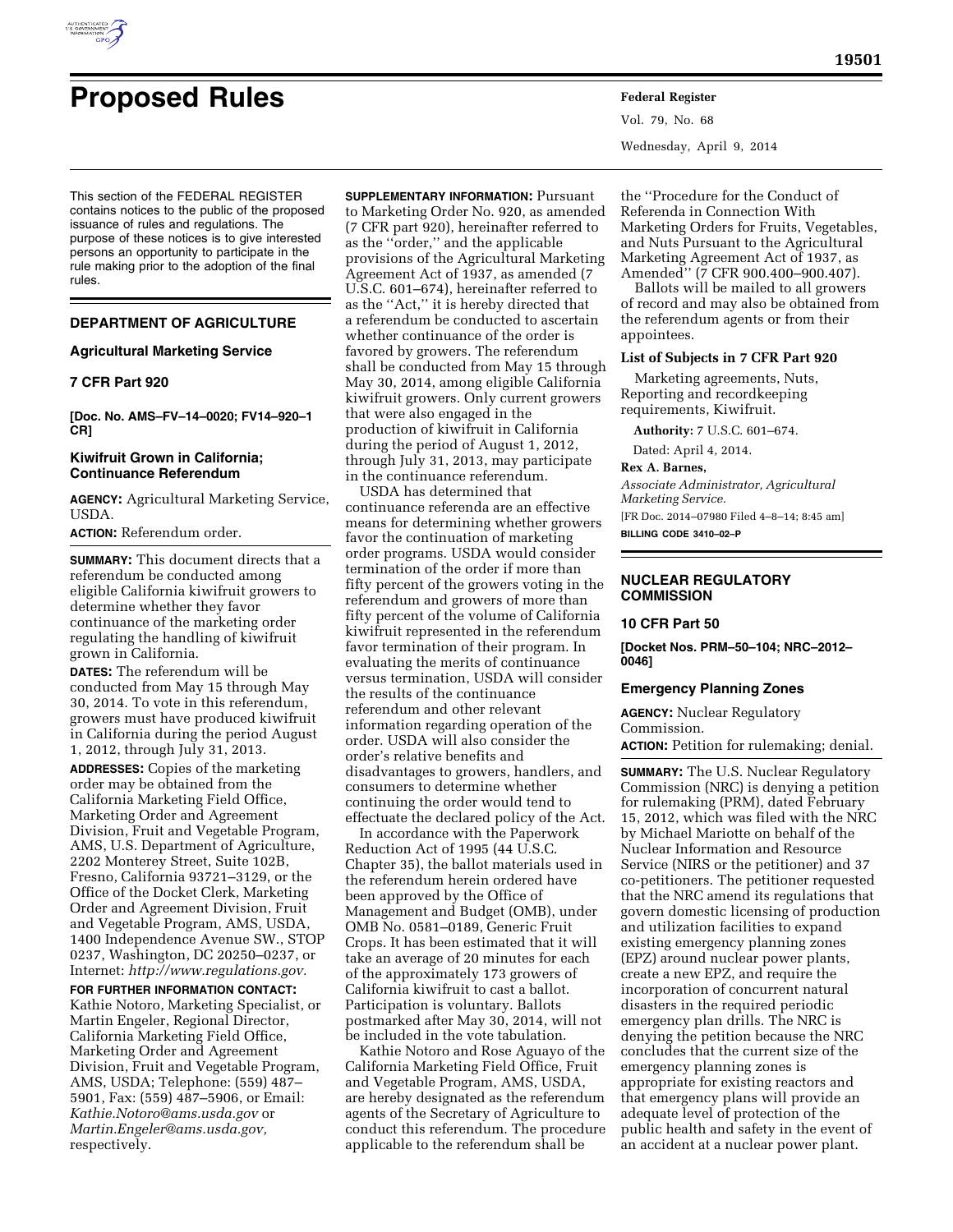# Proposed Rules

This section of the FEDERAL REGISTER contains notices to the public of the proposed issuance of rules and regulations. The purpose of these notices is to give interested persons an opportunity to participate in the rule making prior to the adoption of the final rules.

## DEPARTMENT OF AGRICULTURE

### Agricultural Marketing Service

### 7 CFR Part 920

**[Doc. No. AMS–FV–14–0020; FV14–920–1 CR]**

### Kiwifruit Grown in California; Continuance Referendum

**AGENCY:** Agricultural Marketing Service, USDA.

**ACTION:** Referendum order.

**SUMMARY:** This document directs that a referendum be conducted among eligible California kiwifruit growers to determine whether they favor continuance of the marketing order regulating the handling of kiwifruit grown in California.

**DATES:** The referendum will be conducted from May 15 through May 30, 2014. To vote in this referendum, growers must have produced kiwifruit in California during the period August 1, 2012, through July 31, 2013.

**ADDRESSES:** Copies of the marketing order may be obtained from the California Marketing Field Office, Marketing Order and Agreement Division, Fruit and Vegetable Program, AMS, U.S. Department of Agriculture, 2202 Monterey Street, Suite 102B, Fresno, California 93721–3129, or the Office of the Docket Clerk, Marketing Order and Agreement Division, Fruit and Vegetable Program, AMS, USDA, 1400 Independence Avenue SW., STOP 0237, Washington, DC 20250–0237, or Internet: *http://www.regulations.gov.*

**FOR FURTHER INFORMATION CONTACT:** Kathie Notoro, Marketing Specialist, or Martin Engeler, Regional Director, California Marketing Field Office, Marketing Order and Agreement Division, Fruit and Vegetable Program, AMS, USDA; Telephone: (559) 487–5901, Fax: (559) 487–5906, or Email: *Kathie.Notoro@ams.usda.gov* or *Martin.Engeler@ams.usda.gov,* respectively.

**SUPPLEMENTARY INFORMATION:** Pursuant to Marketing Order No. 920, as amended (7 CFR part 920), hereinafter referred to as the "order," and the applicable provisions of the Agricultural Marketing Agreement Act of 1937, as amended (7 U.S.C. 601–674), hereinafter referred to as the "Act," it is hereby directed that a referendum be conducted to ascertain whether continuance of the order is favored by growers. The referendum shall be conducted from May 15 through May 30, 2014, among eligible California kiwifruit growers. Only current growers that were also engaged in the production of kiwifruit in California during the period of August 1, 2012, through July 31, 2013, may participate in the continuance referendum.

USDA has determined that continuance referenda are an effective means for determining whether growers favor the continuation of marketing order programs. USDA would consider termination of the order if more than fifty percent of the growers voting in the referendum and growers of more than fifty percent of the volume of California kiwifruit represented in the referendum favor termination of their program. In evaluating the merits of continuance versus termination, USDA will consider the results of the continuance referendum and other relevant information regarding operation of the order. USDA will also consider the order's relative benefits and disadvantages to growers, handlers, and consumers to determine whether continuing the order would tend to effectuate the declared policy of the Act.

In accordance with the Paperwork Reduction Act of 1995 (44 U.S.C. Chapter 35), the ballot materials used in the referendum herein ordered have been approved by the Office of Management and Budget (OMB), under OMB No. 0581–0189, Generic Fruit Crops. It has been estimated that it will take an average of 20 minutes for each of the approximately 173 growers of California kiwifruit to cast a ballot. Participation is voluntary. Ballots postmarked after May 30, 2014, will not be included in the vote tabulation.

Kathie Notoro and Rose Aguayo of the California Marketing Field Office, Fruit and Vegetable Program, AMS, USDA, are hereby designated as the referendum agents of the Secretary of Agriculture to conduct this referendum. The procedure applicable to the referendum shall be the "Procedure for the Conduct of Referenda in Connection With Marketing Orders for Fruits, Vegetables, and Nuts Pursuant to the Agricultural Marketing Agreement Act of 1937, as Amended" (7 CFR 900.400–900.407).

Ballots will be mailed to all growers of record and may also be obtained from the referendum agents or from their appointees.

#### List of Subjects in 7 CFR Part 920

Marketing agreements, Nuts, Reporting and recordkeeping requirements, Kiwifruit.

**Authority:** 7 U.S.C. 601–674.

Dated: April 4, 2014.

**Rex A. Barnes,**

*Associate Administrator, Agricultural Marketing Service.*

[FR Doc. 2014–07980 Filed 4–8–14; 8:45 am]

**BILLING CODE 3410–02–P**

## NUCLEAR REGULATORY COMMISSION

### 10 CFR Part 50

**[Docket Nos. PRM–50–104; NRC–2012–0046]**

### Emergency Planning Zones

**AGENCY:** Nuclear Regulatory Commission.

**ACTION:** Petition for rulemaking; denial.

**SUMMARY:** The U.S. Nuclear Regulatory Commission (NRC) is denying a petition for rulemaking (PRM), dated February 15, 2012, which was filed with the NRC by Michael Mariotte on behalf of the Nuclear Information and Resource Service (NIRS or the petitioner) and 37 co-petitioners. The petitioner requested that the NRC amend its regulations that govern domestic licensing of production and utilization facilities to expand existing emergency planning zones (EPZ) around nuclear power plants, create a new EPZ, and require the incorporation of concurrent natural disasters in the required periodic emergency plan drills. The NRC is denying the petition because the NRC concludes that the current size of the emergency planning zones is appropriate for existing reactors and that emergency plans will provide an adequate level of protection of the public health and safety in the event of an accident at a nuclear power plant.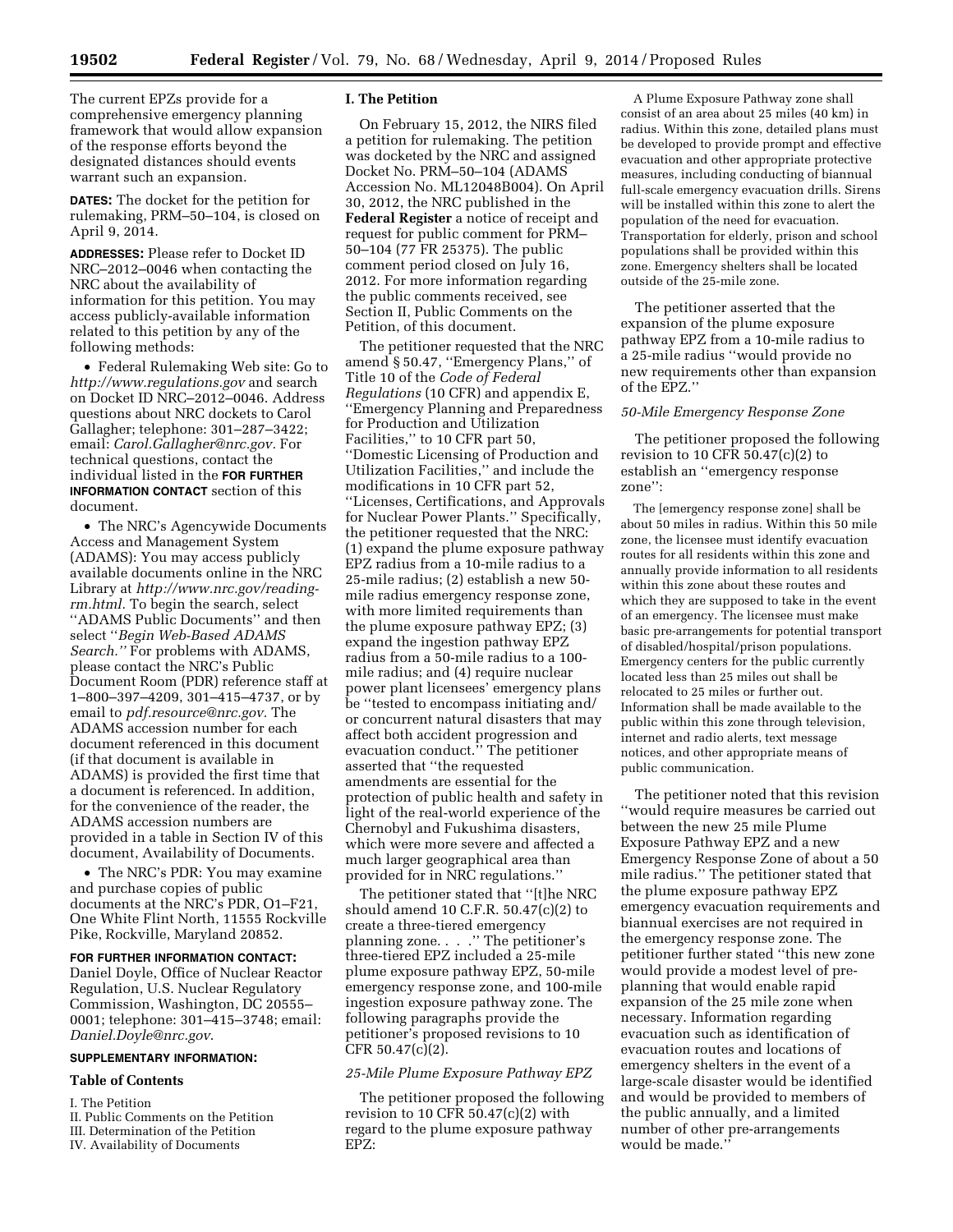The current EPZs provide for a comprehensive emergency planning framework that would allow expansion of the response efforts beyond the designated distances should events warrant such an expansion.

**DATES:** The docket for the petition for rulemaking, PRM–50–104, is closed on April 9, 2014.

**ADDRESSES:** Please refer to Docket ID NRC–2012–0046 when contacting the NRC about the availability of information for this petition. You may access publicly-available information related to this petition by any of the following methods:

- Federal Rulemaking Web site: Go to *http://www.regulations.gov* and search on Docket ID NRC–2012–0046. Address questions about NRC dockets to Carol Gallagher; telephone: 301–287–3422; email: *Carol.Gallagher@nrc.gov*. For technical questions, contact the individual listed in the **FOR FURTHER INFORMATION CONTACT** section of this document.
- The NRC's Agencywide Documents Access and Management System (ADAMS): You may access publicly available documents online in the NRC Library at *http://www.nrc.gov/reading-rm.html.* To begin the search, select ''ADAMS Public Documents'' and then select ''*Begin Web-Based ADAMS Search.''* For problems with ADAMS, please contact the NRC's Public Document Room (PDR) reference staff at 1–800–397–4209, 301–415–4737, or by email to *pdf.resource@nrc.gov.* The ADAMS accession number for each document referenced in this document (if that document is available in ADAMS) is provided the first time that a document is referenced. In addition, for the convenience of the reader, the ADAMS accession numbers are provided in a table in Section IV of this document, Availability of Documents.
- The NRC's PDR: You may examine and purchase copies of public documents at the NRC's PDR, O1–F21, One White Flint North, 11555 Rockville Pike, Rockville, Maryland 20852.

**FOR FURTHER INFORMATION CONTACT:** Daniel Doyle, Office of Nuclear Reactor Regulation, U.S. Nuclear Regulatory Commission, Washington, DC 20555–0001; telephone: 301–415–3748; email: *Daniel.Doyle@nrc.gov*.

**SUPPLEMENTARY INFORMATION:**

**Table of Contents**

I. The Petition
II. Public Comments on the Petition
III. Determination of the Petition
IV. Availability of Documents

## I. The Petition

On February 15, 2012, the NIRS filed a petition for rulemaking. The petition was docketed by the NRC and assigned Docket No. PRM–50–104 (ADAMS Accession No. ML12048B004). On April 30, 2012, the NRC published in the **Federal Register** a notice of receipt and request for public comment for PRM–50–104 (77 FR 25375). The public comment period closed on July 16, 2012. For more information regarding the public comments received, see Section II, Public Comments on the Petition, of this document.

The petitioner requested that the NRC amend § 50.47, ''Emergency Plans,'' of Title 10 of the *Code of Federal Regulations* (10 CFR) and appendix E, ''Emergency Planning and Preparedness for Production and Utilization Facilities,'' to 10 CFR part 50, ''Domestic Licensing of Production and Utilization Facilities,'' and include the modifications in 10 CFR part 52, ''Licenses, Certifications, and Approvals for Nuclear Power Plants.'' Specifically, the petitioner requested that the NRC: (1) expand the plume exposure pathway EPZ radius from a 10-mile radius to a 25-mile radius; (2) establish a new 50-mile radius emergency response zone, with more limited requirements than the plume exposure pathway EPZ; (3) expand the ingestion pathway EPZ radius from a 50-mile radius to a 100-mile radius; and (4) require nuclear power plant licensees' emergency plans be ''tested to encompass initiating and/or concurrent natural disasters that may affect both accident progression and evacuation conduct.'' The petitioner asserted that ''the requested amendments are essential for the protection of public health and safety in light of the real-world experience of the Chernobyl and Fukushima disasters, which were more severe and affected a much larger geographical area than provided for in NRC regulations.''

The petitioner stated that ''[t]he NRC should amend 10 C.F.R. 50.47(c)(2) to create a three-tiered emergency planning zone. . . .'' The petitioner's three-tiered EPZ included a 25-mile plume exposure pathway EPZ, 50-mile emergency response zone, and 100-mile ingestion exposure pathway zone. The following paragraphs provide the petitioner's proposed revisions to 10 CFR 50.47(c)(2).

### *25-Mile Plume Exposure Pathway EPZ*

The petitioner proposed the following revision to 10 CFR 50.47(c)(2) with regard to the plume exposure pathway EPZ:

> A Plume Exposure Pathway zone shall consist of an area about 25 miles (40 km) in radius. Within this zone, detailed plans must be developed to provide prompt and effective evacuation and other appropriate protective measures, including conducting of biannual full-scale emergency evacuation drills. Sirens will be installed within this zone to alert the population of the need for evacuation. Transportation for elderly, prison and school populations shall be provided within this zone. Emergency shelters shall be located outside of the 25-mile zone.

The petitioner asserted that the expansion of the plume exposure pathway EPZ from a 10-mile radius to a 25-mile radius ''would provide no new requirements other than expansion of the EPZ.''

### *50-Mile Emergency Response Zone*

The petitioner proposed the following revision to 10 CFR 50.47(c)(2) to establish an ''emergency response zone'':

> The [emergency response zone] shall be about 50 miles in radius. Within this 50 mile zone, the licensee must identify evacuation routes for all residents within this zone and annually provide information to all residents within this zone about these routes and which they are supposed to take in the event of an emergency. The licensee must make basic pre-arrangements for potential transport of disabled/hospital/prison populations. Emergency centers for the public currently located less than 25 miles out shall be relocated to 25 miles or further out. Information shall be made available to the public within this zone through television, internet and radio alerts, text message notices, and other appropriate means of public communication.

The petitioner noted that this revision ''would require measures be carried out between the new 25 mile Plume Exposure Pathway EPZ and a new Emergency Response Zone of about a 50 mile radius.'' The petitioner stated that the plume exposure pathway EPZ emergency evacuation requirements and biannual exercises are not required in the emergency response zone. The petitioner further stated ''this new zone would provide a modest level of pre-planning that would enable rapid expansion of the 25 mile zone when necessary. Information regarding evacuation such as identification of evacuation routes and locations of emergency shelters in the event of a large-scale disaster would be identified and would be provided to members of the public annually, and a limited number of other pre-arrangements would be made.''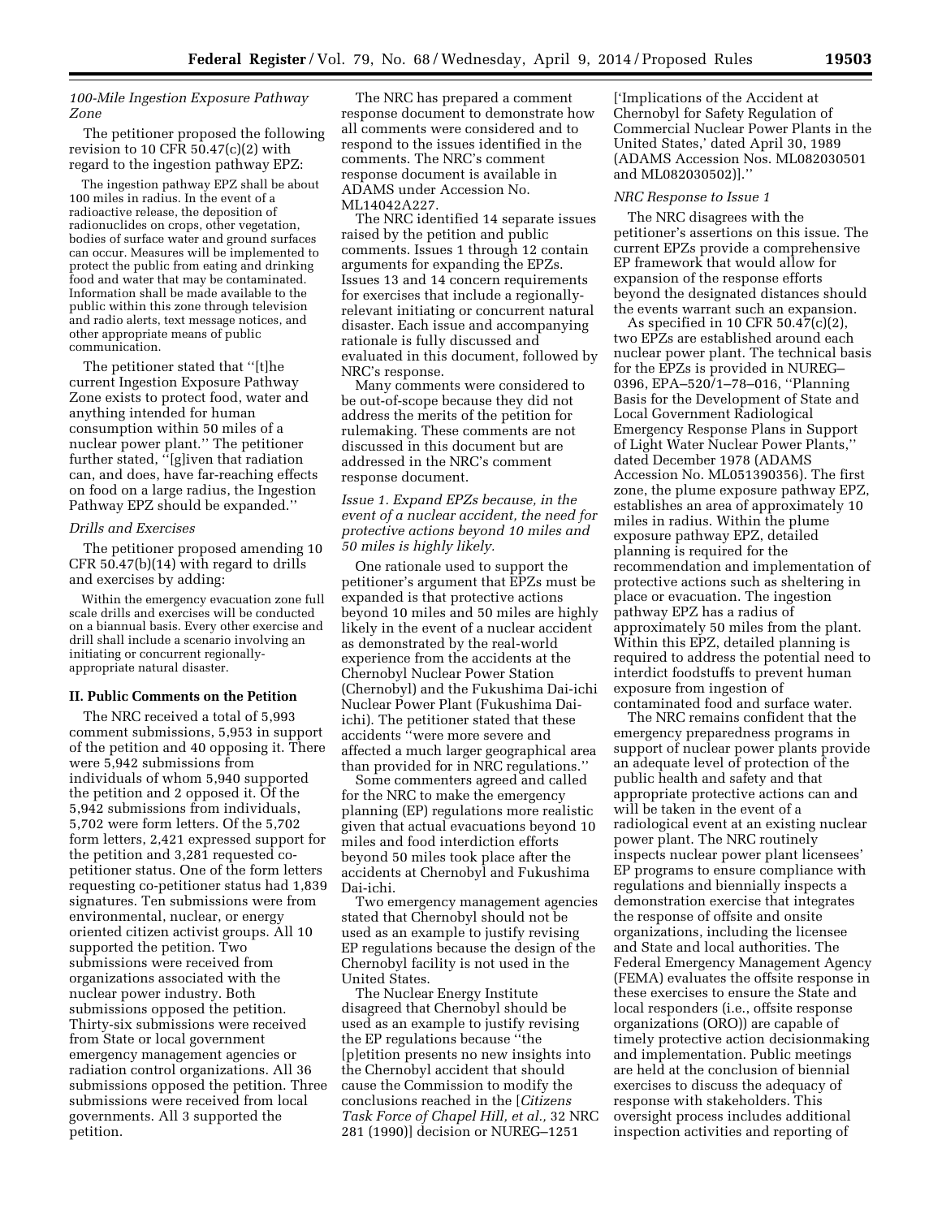*100-Mile Ingestion Exposure Pathway Zone*

The petitioner proposed the following revision to 10 CFR 50.47(c)(2) with regard to the ingestion pathway EPZ:

> The ingestion pathway EPZ shall be about 100 miles in radius. In the event of a radioactive release, the deposition of radionuclides on crops, other vegetation, bodies of surface water and ground surfaces can occur. Measures will be implemented to protect the public from eating and drinking food and water that may be contaminated. Information shall be made available to the public within this zone through television and radio alerts, text message notices, and other appropriate means of public communication.

The petitioner stated that ''[t]he current Ingestion Exposure Pathway Zone exists to protect food, water and anything intended for human consumption within 50 miles of a nuclear power plant.'' The petitioner further stated, ''[g]iven that radiation can, and does, have far-reaching effects on food on a large radius, the Ingestion Pathway EPZ should be expanded.''

*Drills and Exercises*

The petitioner proposed amending 10 CFR 50.47(b)(14) with regard to drills and exercises by adding:

> Within the emergency evacuation zone full scale drills and exercises will be conducted on a biannual basis. Every other exercise and drill shall include a scenario involving an initiating or concurrent regionally-appropriate natural disaster.

## II. Public Comments on the Petition

The NRC received a total of 5,993 comment submissions, 5,953 in support of the petition and 40 opposing it. There were 5,942 submissions from individuals of whom 5,940 supported the petition and 2 opposed it. Of the 5,942 submissions from individuals, 5,702 were form letters. Of the 5,702 form letters, 2,421 expressed support for the petition and 3,281 requested co-petitioner status. One of the form letters requesting co-petitioner status had 1,839 signatures. Ten submissions were from environmental, nuclear, or energy oriented citizen activist groups. All 10 supported the petition. Two submissions were received from organizations associated with the nuclear power industry. Both submissions opposed the petition. Thirty-six submissions were received from State or local government emergency management agencies or radiation control organizations. All 36 submissions opposed the petition. Three submissions were received from local governments. All 3 supported the petition.

The NRC has prepared a comment response document to demonstrate how all comments were considered and to respond to the issues identified in the comments. The NRC's comment response document is available in ADAMS under Accession No. ML14042A227.

The NRC identified 14 separate issues raised by the petition and public comments. Issues 1 through 12 contain arguments for expanding the EPZs. Issues 13 and 14 concern requirements for exercises that include a regionally-relevant initiating or concurrent natural disaster. Each issue and accompanying rationale is fully discussed and evaluated in this document, followed by NRC's response.

Many comments were considered to be out-of-scope because they did not address the merits of the petition for rulemaking. These comments are not discussed in this document but are addressed in the NRC's comment response document.

*Issue 1. Expand EPZs because, in the event of a nuclear accident, the need for protective actions beyond 10 miles and 50 miles is highly likely.*

One rationale used to support the petitioner's argument that EPZs must be expanded is that protective actions beyond 10 miles and 50 miles are highly likely in the event of a nuclear accident as demonstrated by the real-world experience from the accidents at the Chernobyl Nuclear Power Station (Chernobyl) and the Fukushima Dai-ichi Nuclear Power Plant (Fukushima Dai-ichi). The petitioner stated that these accidents ''were more severe and affected a much larger geographical area than provided for in NRC regulations.''

Some commenters agreed and called for the NRC to make the emergency planning (EP) regulations more realistic given that actual evacuations beyond 10 miles and food interdiction efforts beyond 50 miles took place after the accidents at Chernobyl and Fukushima Dai-ichi.

Two emergency management agencies stated that Chernobyl should not be used as an example to justify revising EP regulations because the design of the Chernobyl facility is not used in the United States.

The Nuclear Energy Institute disagreed that Chernobyl should be used as an example to justify revising the EP regulations because ''the [p]etition presents no new insights into the Chernobyl accident that should cause the Commission to modify the conclusions reached in the [*Citizens Task Force of Chapel Hill, et al.,* 32 NRC 281 (1990)] decision or NUREG–1251 ['Implications of the Accident at Chernobyl for Safety Regulation of Commercial Nuclear Power Plants in the United States,' dated April 30, 1989 (ADAMS Accession Nos. ML082030501 and ML082030502)].''

*NRC Response to Issue 1*

The NRC disagrees with the petitioner's assertions on this issue. The current EPZs provide a comprehensive EP framework that would allow for expansion of the response efforts beyond the designated distances should the events warrant such an expansion.

As specified in 10 CFR 50.47(c)(2), two EPZs are established around each nuclear power plant. The technical basis for the EPZs is provided in NUREG–0396, EPA–520/1–78–016, ''Planning Basis for the Development of State and Local Government Radiological Emergency Response Plans in Support of Light Water Nuclear Power Plants,'' dated December 1978 (ADAMS Accession No. ML051390356). The first zone, the plume exposure pathway EPZ, establishes an area of approximately 10 miles in radius. Within the plume exposure pathway EPZ, detailed planning is required for the recommendation and implementation of protective actions such as sheltering in place or evacuation. The ingestion pathway EPZ has a radius of approximately 50 miles from the plant. Within this EPZ, detailed planning is required to address the potential need to interdict foodstuffs to prevent human exposure from ingestion of contaminated food and surface water.

The NRC remains confident that the emergency preparedness programs in support of nuclear power plants provide an adequate level of protection of the public health and safety and that appropriate protective actions can and will be taken in the event of a radiological event at an existing nuclear power plant. The NRC routinely inspects nuclear power plant licensees' EP programs to ensure compliance with regulations and biennially inspects a demonstration exercise that integrates the response of offsite and onsite organizations, including the licensee and State and local authorities. The Federal Emergency Management Agency (FEMA) evaluates the offsite response in these exercises to ensure the State and local responders (i.e., offsite response organizations (ORO)) are capable of timely protective action decisionmaking and implementation. Public meetings are held at the conclusion of biennial exercises to discuss the adequacy of response with stakeholders. This oversight process includes additional inspection activities and reporting of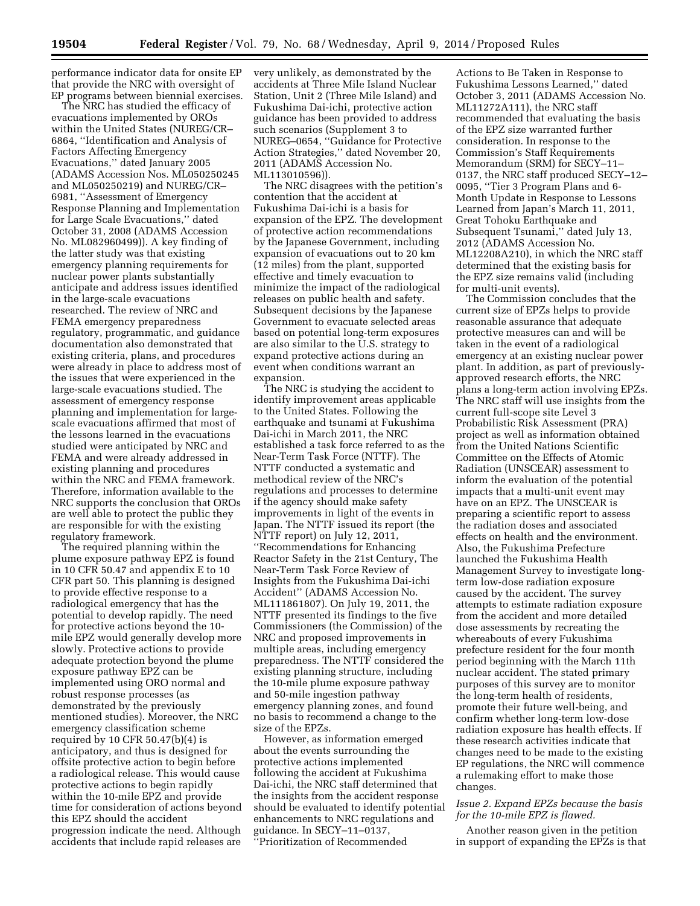performance indicator data for onsite EP that provide the NRC with oversight of EP programs between biennial exercises.

The NRC has studied the efficacy of evacuations implemented by OROs within the United States (NUREG/CR–6864, ''Identification and Analysis of Factors Affecting Emergency Evacuations,'' dated January 2005 (ADAMS Accession Nos. ML050250245 and ML050250219) and NUREG/CR–6981, ''Assessment of Emergency Response Planning and Implementation for Large Scale Evacuations,'' dated October 31, 2008 (ADAMS Accession No. ML082960499)). A key finding of the latter study was that existing emergency planning requirements for nuclear power plants substantially anticipate and address issues identified in the large-scale evacuations researched. The review of NRC and FEMA emergency preparedness regulatory, programmatic, and guidance documentation also demonstrated that existing criteria, plans, and procedures were already in place to address most of the issues that were experienced in the large-scale evacuations studied. The assessment of emergency response planning and implementation for large-scale evacuations affirmed that most of the lessons learned in the evacuations studied were anticipated by NRC and FEMA and were already addressed in existing planning and procedures within the NRC and FEMA framework. Therefore, information available to the NRC supports the conclusion that OROs are well able to protect the public they are responsible for with the existing regulatory framework.

The required planning within the plume exposure pathway EPZ is found in 10 CFR 50.47 and appendix E to 10 CFR part 50. This planning is designed to provide effective response to a radiological emergency that has the potential to develop rapidly. The need for protective actions beyond the 10-mile EPZ would generally develop more slowly. Protective actions to provide adequate protection beyond the plume exposure pathway EPZ can be implemented using ORO normal and robust response processes (as demonstrated by the previously mentioned studies). Moreover, the NRC emergency classification scheme required by 10 CFR 50.47(b)(4) is anticipatory, and thus is designed for offsite protective action to begin before a radiological release. This would cause protective actions to begin rapidly within the 10-mile EPZ and provide time for consideration of actions beyond this EPZ should the accident progression indicate the need. Although accidents that include rapid releases are very unlikely, as demonstrated by the accidents at Three Mile Island Nuclear Station, Unit 2 (Three Mile Island) and Fukushima Dai-ichi, protective action guidance has been provided to address such scenarios (Supplement 3 to NUREG–0654, ''Guidance for Protective Action Strategies,'' dated November 20, 2011 (ADAMS Accession No. ML113010596)).

The NRC disagrees with the petition's contention that the accident at Fukushima Dai-ichi is a basis for expansion of the EPZ. The development of protective action recommendations by the Japanese Government, including expansion of evacuations out to 20 km (12 miles) from the plant, supported effective and timely evacuation to minimize the impact of the radiological releases on public health and safety. Subsequent decisions by the Japanese Government to evacuate selected areas based on potential long-term exposures are also similar to the U.S. strategy to expand protective actions during an event when conditions warrant an expansion.

The NRC is studying the accident to identify improvement areas applicable to the United States. Following the earthquake and tsunami at Fukushima Dai-ichi in March 2011, the NRC established a task force referred to as the Near-Term Task Force (NTTF). The NTTF conducted a systematic and methodical review of the NRC's regulations and processes to determine if the agency should make safety improvements in light of the events in Japan. The NTTF issued its report (the NTTF report) on July 12, 2011, ''Recommendations for Enhancing Reactor Safety in the 21st Century, The Near-Term Task Force Review of Insights from the Fukushima Dai-ichi Accident'' (ADAMS Accession No. ML111861807). On July 19, 2011, the NTTF presented its findings to the five Commissioners (the Commission) of the NRC and proposed improvements in multiple areas, including emergency preparedness. The NTTF considered the existing planning structure, including the 10-mile plume exposure pathway and 50-mile ingestion pathway emergency planning zones, and found no basis to recommend a change to the size of the EPZs.

However, as information emerged about the events surrounding the protective actions implemented following the accident at Fukushima Dai-ichi, the NRC staff determined that the insights from the accident response should be evaluated to identify potential enhancements to NRC regulations and guidance. In SECY–11–0137, ''Prioritization of Recommended Actions to Be Taken in Response to Fukushima Lessons Learned,'' dated October 3, 2011 (ADAMS Accession No. ML11272A111), the NRC staff recommended that evaluating the basis of the EPZ size warranted further consideration. In response to the Commission's Staff Requirements Memorandum (SRM) for SECY–11–0137, the NRC staff produced SECY–12–0095, ''Tier 3 Program Plans and 6-Month Update in Response to Lessons Learned from Japan's March 11, 2011, Great Tohoku Earthquake and Subsequent Tsunami,'' dated July 13, 2012 (ADAMS Accession No. ML12208A210), in which the NRC staff determined that the existing basis for the EPZ size remains valid (including for multi-unit events).

The Commission concludes that the current size of EPZs helps to provide reasonable assurance that adequate protective measures can and will be taken in the event of a radiological emergency at an existing nuclear power plant. In addition, as part of previously-approved research efforts, the NRC plans a long-term action involving EPZs. The NRC staff will use insights from the current full-scope site Level 3 Probabilistic Risk Assessment (PRA) project as well as information obtained from the United Nations Scientific Committee on the Effects of Atomic Radiation (UNSCEAR) assessment to inform the evaluation of the potential impacts that a multi-unit event may have on an EPZ. The UNSCEAR is preparing a scientific report to assess the radiation doses and associated effects on health and the environment. Also, the Fukushima Prefecture launched the Fukushima Health Management Survey to investigate long-term low-dose radiation exposure caused by the accident. The survey attempts to estimate radiation exposure from the accident and more detailed dose assessments by recreating the whereabouts of every Fukushima prefecture resident for the four month period beginning with the March 11th nuclear accident. The stated primary purposes of this survey are to monitor the long-term health of residents, promote their future well-being, and confirm whether long-term low-dose radiation exposure has health effects. If these research activities indicate that changes need to be made to the existing EP regulations, the NRC will commence a rulemaking effort to make those changes.

*Issue 2. Expand EPZs because the basis for the 10-mile EPZ is flawed.*

Another reason given in the petition in support of expanding the EPZs is that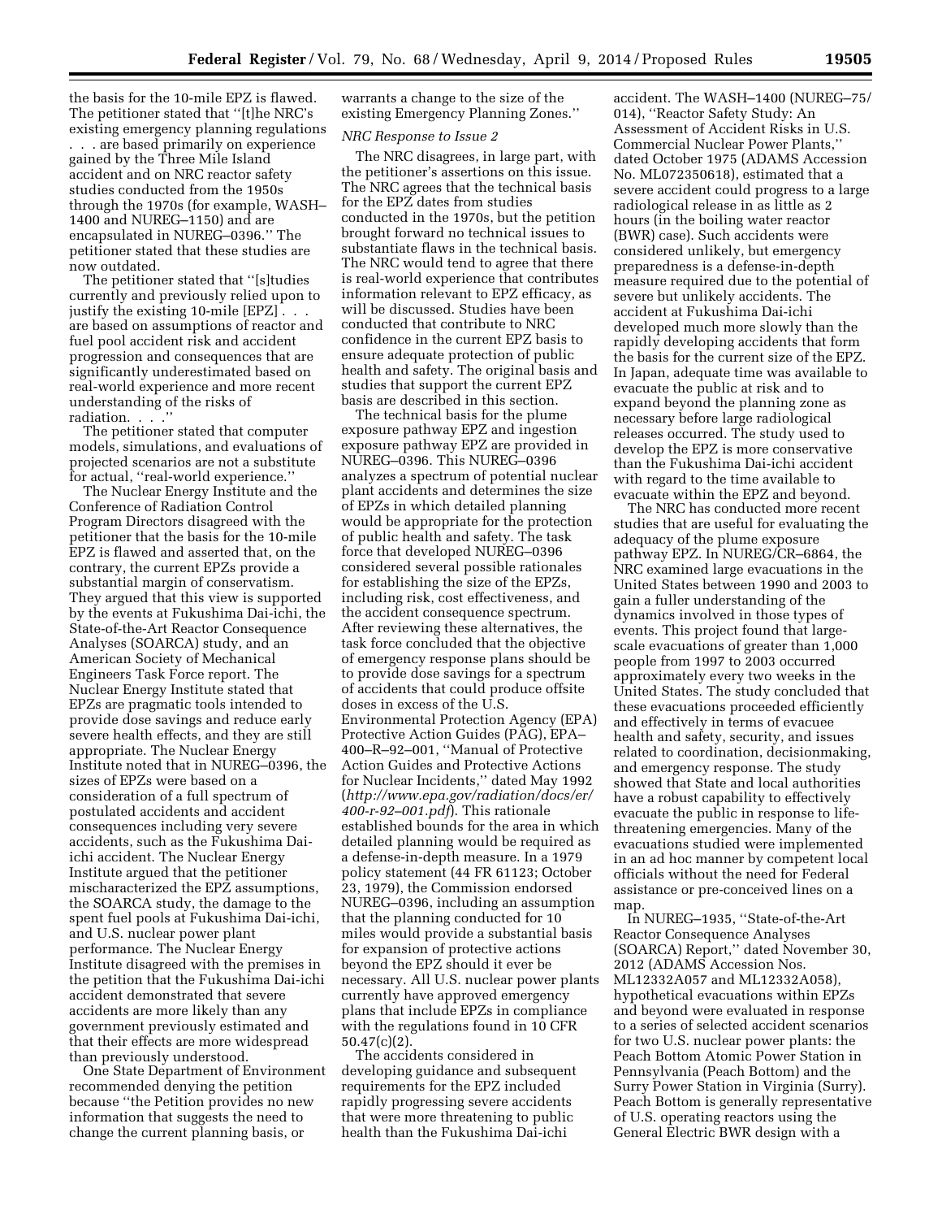the basis for the 10-mile EPZ is flawed. The petitioner stated that ''[t]he NRC's existing emergency planning regulations . . . are based primarily on experience gained by the Three Mile Island accident and on NRC reactor safety studies conducted from the 1950s through the 1970s (for example, WASH–1400 and NUREG–1150) and are encapsulated in NUREG–0396.'' The petitioner stated that these studies are now outdated.

The petitioner stated that ''[s]tudies currently and previously relied upon to justify the existing 10-mile [EPZ] . . . are based on assumptions of reactor and fuel pool accident risk and accident progression and consequences that are significantly underestimated based on real-world experience and more recent understanding of the risks of radiation. . . .''

The petitioner stated that computer models, simulations, and evaluations of projected scenarios are not a substitute for actual, ''real-world experience.''

The Nuclear Energy Institute and the Conference of Radiation Control Program Directors disagreed with the petitioner that the basis for the 10-mile EPZ is flawed and asserted that, on the contrary, the current EPZs provide a substantial margin of conservatism. They argued that this view is supported by the events at Fukushima Dai-ichi, the State-of-the-Art Reactor Consequence Analyses (SOARCA) study, and an American Society of Mechanical Engineers Task Force report. The Nuclear Energy Institute stated that EPZs are pragmatic tools intended to provide dose savings and reduce early severe health effects, and they are still appropriate. The Nuclear Energy Institute noted that in NUREG–0396, the sizes of EPZs were based on a consideration of a full spectrum of postulated accidents and accident consequences including very severe accidents, such as the Fukushima Dai-ichi accident. The Nuclear Energy Institute argued that the petitioner mischaracterized the EPZ assumptions, the SOARCA study, the damage to the spent fuel pools at Fukushima Dai-ichi, and U.S. nuclear power plant performance. The Nuclear Energy Institute disagreed with the premises in the petition that the Fukushima Dai-ichi accident demonstrated that severe accidents are more likely than any government previously estimated and that their effects are more widespread than previously understood.

One State Department of Environment recommended denying the petition because ''the Petition provides no new information that suggests the need to change the current planning basis, or warrants a change to the size of the existing Emergency Planning Zones.''

*NRC Response to Issue 2*

The NRC disagrees, in large part, with the petitioner's assertions on this issue. The NRC agrees that the technical basis for the EPZ dates from studies conducted in the 1970s, but the petition brought forward no technical issues to substantiate flaws in the technical basis. The NRC would tend to agree that there is real-world experience that contributes information relevant to EPZ efficacy, as will be discussed. Studies have been conducted that contribute to NRC confidence in the current EPZ basis to ensure adequate protection of public health and safety. The original basis and studies that support the current EPZ basis are described in this section.

The technical basis for the plume exposure pathway EPZ and ingestion exposure pathway EPZ are provided in NUREG–0396. This NUREG–0396 analyzes a spectrum of potential nuclear plant accidents and determines the size of EPZs in which detailed planning would be appropriate for the protection of public health and safety. The task force that developed NUREG–0396 considered several possible rationales for establishing the size of the EPZs, including risk, cost effectiveness, and the accident consequence spectrum. After reviewing these alternatives, the task force concluded that the objective of emergency response plans should be to provide dose savings for a spectrum of accidents that could produce offsite doses in excess of the U.S. Environmental Protection Agency (EPA) Protective Action Guides (PAG), EPA–400–R–92–001, ''Manual of Protective Action Guides and Protective Actions for Nuclear Incidents,'' dated May 1992 (*http://www.epa.gov/radiation/docs/er/400-r-92–001.pdf*). This rationale established bounds for the area in which detailed planning would be required as a defense-in-depth measure. In a 1979 policy statement (44 FR 61123; October 23, 1979), the Commission endorsed NUREG–0396, including an assumption that the planning conducted for 10 miles would provide a substantial basis for expansion of protective actions beyond the EPZ should it ever be necessary. All U.S. nuclear power plants currently have approved emergency plans that include EPZs in compliance with the regulations found in 10 CFR 50.47(c)(2).

The accidents considered in developing guidance and subsequent requirements for the EPZ included rapidly progressing severe accidents that were more threatening to public health than the Fukushima Dai-ichi accident. The WASH–1400 (NUREG–75/014), ''Reactor Safety Study: An Assessment of Accident Risks in U.S. Commercial Nuclear Power Plants,'' dated October 1975 (ADAMS Accession No. ML072350618), estimated that a severe accident could progress to a large radiological release in as little as 2 hours (in the boiling water reactor (BWR) case). Such accidents were considered unlikely, but emergency preparedness is a defense-in-depth measure required due to the potential of severe but unlikely accidents. The accident at Fukushima Dai-ichi developed much more slowly than the rapidly developing accidents that form the basis for the current size of the EPZ. In Japan, adequate time was available to evacuate the public at risk and to expand beyond the planning zone as necessary before large radiological releases occurred. The study used to develop the EPZ is more conservative than the Fukushima Dai-ichi accident with regard to the time available to evacuate within the EPZ and beyond.

The NRC has conducted more recent studies that are useful for evaluating the adequacy of the plume exposure pathway EPZ. In NUREG/CR–6864, the NRC examined large evacuations in the United States between 1990 and 2003 to gain a fuller understanding of the dynamics involved in those types of events. This project found that large-scale evacuations of greater than 1,000 people from 1997 to 2003 occurred approximately every two weeks in the United States. The study concluded that these evacuations proceeded efficiently and effectively in terms of evacuee health and safety, security, and issues related to coordination, decisionmaking, and emergency response. The study showed that State and local authorities have a robust capability to effectively evacuate the public in response to life-threatening emergencies. Many of the evacuations studied were implemented in an ad hoc manner by competent local officials without the need for Federal assistance or pre-conceived lines on a map.

In NUREG–1935, ''State-of-the-Art Reactor Consequence Analyses (SOARCA) Report,'' dated November 30, 2012 (ADAMS Accession Nos. ML12332A057 and ML12332A058), hypothetical evacuations within EPZs and beyond were evaluated in response to a series of selected accident scenarios for two U.S. nuclear power plants: the Peach Bottom Atomic Power Station in Pennsylvania (Peach Bottom) and the Surry Power Station in Virginia (Surry). Peach Bottom is generally representative of U.S. operating reactors using the General Electric BWR design with a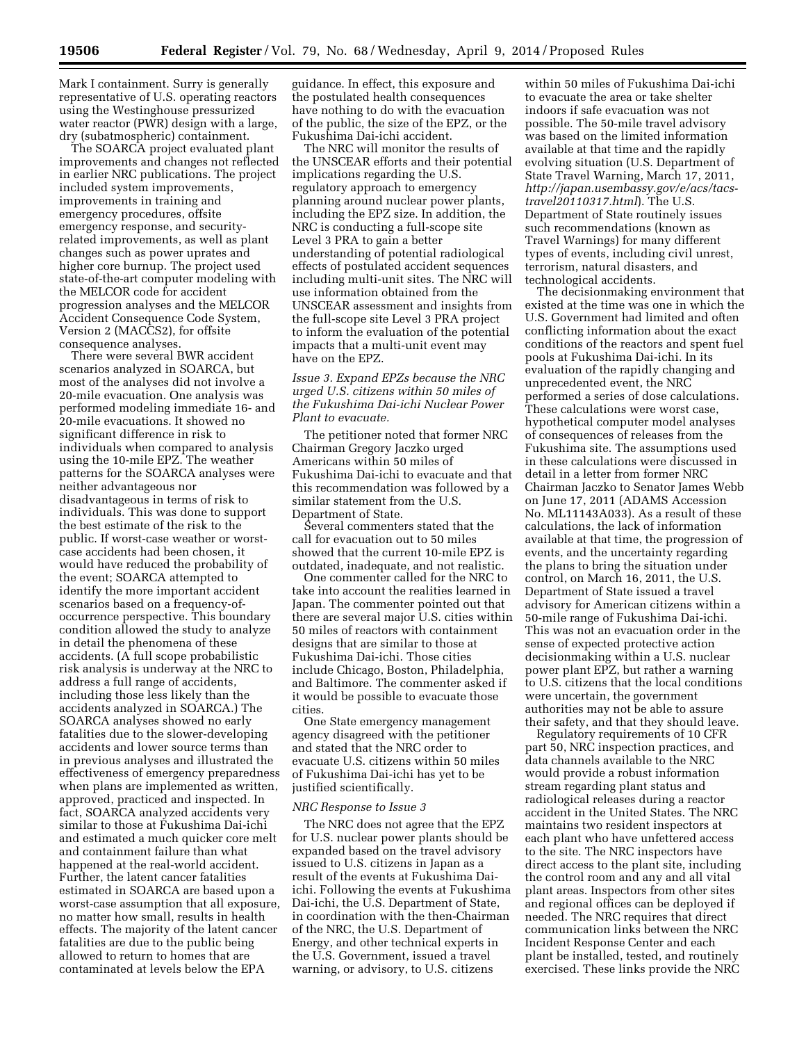Mark I containment. Surry is generally representative of U.S. operating reactors using the Westinghouse pressurized water reactor (PWR) design with a large, dry (subatmospheric) containment.

The SOARCA project evaluated plant improvements and changes not reflected in earlier NRC publications. The project included system improvements, improvements in training and emergency procedures, offsite emergency response, and security-related improvements, as well as plant changes such as power uprates and higher core burnup. The project used state-of-the-art computer modeling with the MELCOR code for accident progression analyses and the MELCOR Accident Consequence Code System, Version 2 (MACCS2), for offsite consequence analyses.

There were several BWR accident scenarios analyzed in SOARCA, but most of the analyses did not involve a 20-mile evacuation. One analysis was performed modeling immediate 16- and 20-mile evacuations. It showed no significant difference in risk to individuals when compared to analysis using the 10-mile EPZ. The weather patterns for the SOARCA analyses were neither advantageous nor disadvantageous in terms of risk to individuals. This was done to support the best estimate of the risk to the public. If worst-case weather or worst-case accidents had been chosen, it would have reduced the probability of the event; SOARCA attempted to identify the more important accident scenarios based on a frequency-of-occurrence perspective. This boundary condition allowed the study to analyze in detail the phenomena of these accidents. (A full scope probabilistic risk analysis is underway at the NRC to address a full range of accidents, including those less likely than the accidents analyzed in SOARCA.) The SOARCA analyses showed no early fatalities due to the slower-developing accidents and lower source terms than in previous analyses and illustrated the effectiveness of emergency preparedness when plans are implemented as written, approved, practiced and inspected. In fact, SOARCA analyzed accidents very similar to those at Fukushima Dai-ichi and estimated a much quicker core melt and containment failure than what happened at the real-world accident. Further, the latent cancer fatalities estimated in SOARCA are based upon a worst-case assumption that all exposure, no matter how small, results in health effects. The majority of the latent cancer fatalities are due to the public being allowed to return to homes that are contaminated at levels below the EPA guidance. In effect, this exposure and the postulated health consequences have nothing to do with the evacuation of the public, the size of the EPZ, or the Fukushima Dai-ichi accident.

The NRC will monitor the results of the UNSCEAR efforts and their potential implications regarding the U.S. regulatory approach to emergency planning around nuclear power plants, including the EPZ size. In addition, the NRC is conducting a full-scope site Level 3 PRA to gain a better understanding of potential radiological effects of postulated accident sequences including multi-unit sites. The NRC will use information obtained from the UNSCEAR assessment and insights from the full-scope site Level 3 PRA project to inform the evaluation of the potential impacts that a multi-unit event may have on the EPZ.

*Issue 3. Expand EPZs because the NRC urged U.S. citizens within 50 miles of the Fukushima Dai-ichi Nuclear Power Plant to evacuate.*

The petitioner noted that former NRC Chairman Gregory Jaczko urged Americans within 50 miles of Fukushima Dai-ichi to evacuate and that this recommendation was followed by a similar statement from the U.S. Department of State.

Several commenters stated that the call for evacuation out to 50 miles showed that the current 10-mile EPZ is outdated, inadequate, and not realistic.

One commenter called for the NRC to take into account the realities learned in Japan. The commenter pointed out that there are several major U.S. cities within 50 miles of reactors with containment designs that are similar to those at Fukushima Dai-ichi. Those cities include Chicago, Boston, Philadelphia, and Baltimore. The commenter asked if it would be possible to evacuate those cities.

One State emergency management agency disagreed with the petitioner and stated that the NRC order to evacuate U.S. citizens within 50 miles of Fukushima Dai-ichi has yet to be justified scientifically.

*NRC Response to Issue 3*

The NRC does not agree that the EPZ for U.S. nuclear power plants should be expanded based on the travel advisory issued to U.S. citizens in Japan as a result of the events at Fukushima Dai-ichi. Following the events at Fukushima Dai-ichi, the U.S. Department of State, in coordination with the then-Chairman of the NRC, the U.S. Department of Energy, and other technical experts in the U.S. Government, issued a travel warning, or advisory, to U.S. citizens within 50 miles of Fukushima Dai-ichi to evacuate the area or take shelter indoors if safe evacuation was not possible. The 50-mile travel advisory was based on the limited information available at that time and the rapidly evolving situation (U.S. Department of State Travel Warning, March 17, 2011, *http://japan.usembassy.gov/e/acs/tacs-travel20110317.html*). The U.S. Department of State routinely issues such recommendations (known as Travel Warnings) for many different types of events, including civil unrest, terrorism, natural disasters, and technological accidents.

The decisionmaking environment that existed at the time was one in which the U.S. Government had limited and often conflicting information about the exact conditions of the reactors and spent fuel pools at Fukushima Dai-ichi. In its evaluation of the rapidly changing and unprecedented event, the NRC performed a series of dose calculations. These calculations were worst case, hypothetical computer model analyses of consequences of releases from the Fukushima site. The assumptions used in these calculations were discussed in detail in a letter from former NRC Chairman Jaczko to Senator James Webb on June 17, 2011 (ADAMS Accession No. ML11143A033). As a result of these calculations, the lack of information available at that time, the progression of events, and the uncertainty regarding the plans to bring the situation under control, on March 16, 2011, the U.S. Department of State issued a travel advisory for American citizens within a 50-mile range of Fukushima Dai-ichi. This was not an evacuation order in the sense of expected protective action decisionmaking within a U.S. nuclear power plant EPZ, but rather a warning to U.S. citizens that the local conditions were uncertain, the government authorities may not be able to assure their safety, and that they should leave.

Regulatory requirements of 10 CFR part 50, NRC inspection practices, and data channels available to the NRC would provide a robust information stream regarding plant status and radiological releases during a reactor accident in the United States. The NRC maintains two resident inspectors at each plant who have unfettered access to the site. The NRC inspectors have direct access to the plant site, including the control room and any and all vital plant areas. Inspectors from other sites and regional offices can be deployed if needed. The NRC requires that direct communication links between the NRC Incident Response Center and each plant be installed, tested, and routinely exercised. These links provide the NRC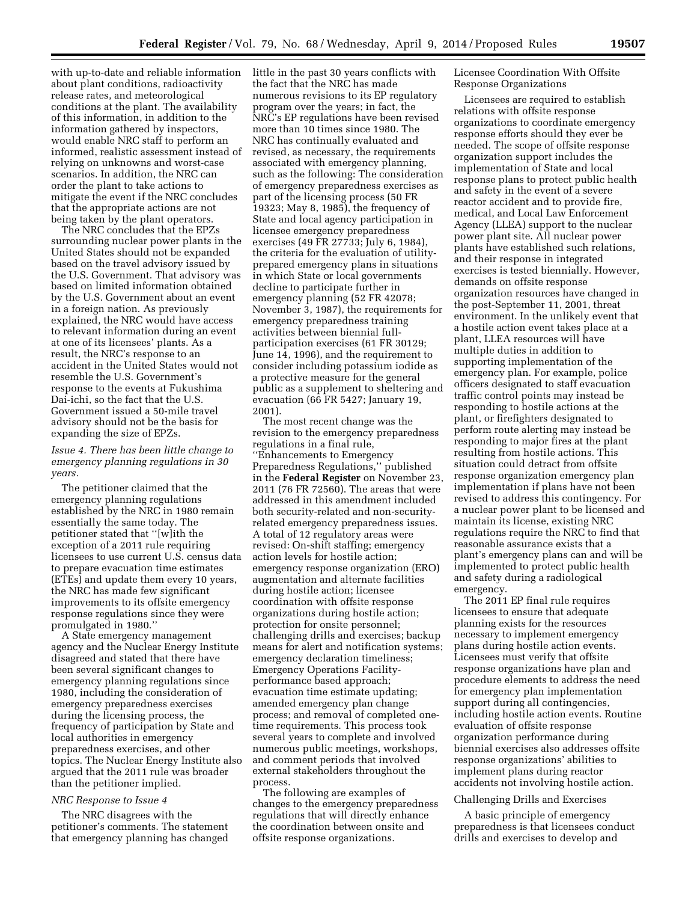with up-to-date and reliable information about plant conditions, radioactivity release rates, and meteorological conditions at the plant. The availability of this information, in addition to the information gathered by inspectors, would enable NRC staff to perform an informed, realistic assessment instead of relying on unknowns and worst-case scenarios. In addition, the NRC can order the plant to take actions to mitigate the event if the NRC concludes that the appropriate actions are not being taken by the plant operators.

The NRC concludes that the EPZs surrounding nuclear power plants in the United States should not be expanded based on the travel advisory issued by the U.S. Government. That advisory was based on limited information obtained by the U.S. Government about an event in a foreign nation. As previously explained, the NRC would have access to relevant information during an event at one of its licensees' plants. As a result, the NRC's response to an accident in the United States would not resemble the U.S. Government's response to the events at Fukushima Dai-ichi, so the fact that the U.S. Government issued a 50-mile travel advisory should not be the basis for expanding the size of EPZs.

*Issue 4. There has been little change to emergency planning regulations in 30 years.*

The petitioner claimed that the emergency planning regulations established by the NRC in 1980 remain essentially the same today. The petitioner stated that ''[w]ith the exception of a 2011 rule requiring licensees to use current U.S. census data to prepare evacuation time estimates (ETEs) and update them every 10 years, the NRC has made few significant improvements to its offsite emergency response regulations since they were promulgated in 1980.''

A State emergency management agency and the Nuclear Energy Institute disagreed and stated that there have been several significant changes to emergency planning regulations since 1980, including the consideration of emergency preparedness exercises during the licensing process, the frequency of participation by State and local authorities in emergency preparedness exercises, and other topics. The Nuclear Energy Institute also argued that the 2011 rule was broader than the petitioner implied.

*NRC Response to Issue 4*

The NRC disagrees with the petitioner's comments. The statement that emergency planning has changed little in the past 30 years conflicts with the fact that the NRC has made numerous revisions to its EP regulatory program over the years; in fact, the NRC's EP regulations have been revised more than 10 times since 1980. The NRC has continually evaluated and revised, as necessary, the requirements associated with emergency planning, such as the following: The consideration of emergency preparedness exercises as part of the licensing process (50 FR 19323; May 8, 1985), the frequency of State and local agency participation in licensee emergency preparedness exercises (49 FR 27733; July 6, 1984), the criteria for the evaluation of utility-prepared emergency plans in situations in which State or local governments decline to participate further in emergency planning (52 FR 42078; November 3, 1987), the requirements for emergency preparedness training activities between biennial full-participation exercises (61 FR 30129; June 14, 1996), and the requirement to consider including potassium iodide as a protective measure for the general public as a supplement to sheltering and evacuation (66 FR 5427; January 19, 2001).

The most recent change was the revision to the emergency preparedness regulations in a final rule, ''Enhancements to Emergency Preparedness Regulations,'' published in the **Federal Register** on November 23, 2011 (76 FR 72560). The areas that were addressed in this amendment included both security-related and non-security-related emergency preparedness issues. A total of 12 regulatory areas were revised: On-shift staffing; emergency action levels for hostile action; emergency response organization (ERO) augmentation and alternate facilities during hostile action; licensee coordination with offsite response organizations during hostile action; protection for onsite personnel; challenging drills and exercises; backup means for alert and notification systems; emergency declaration timeliness; Emergency Operations Facility-performance based approach; evacuation time estimate updating; amended emergency plan change process; and removal of completed one-time requirements. This process took several years to complete and involved numerous public meetings, workshops, and comment periods that involved external stakeholders throughout the process.

The following are examples of changes to the emergency preparedness regulations that will directly enhance the coordination between onsite and offsite response organizations.

Licensee Coordination With Offsite Response Organizations

Licensees are required to establish relations with offsite response organizations to coordinate emergency response efforts should they ever be needed. The scope of offsite response organization support includes the implementation of State and local response plans to protect public health and safety in the event of a severe reactor accident and to provide fire, medical, and Local Law Enforcement Agency (LLEA) support to the nuclear power plant site. All nuclear power plants have established such relations, and their response in integrated exercises is tested biennially. However, demands on offsite response organization resources have changed in the post-September 11, 2001, threat environment. In the unlikely event that a hostile action event takes place at a plant, LLEA resources will have multiple duties in addition to supporting implementation of the emergency plan. For example, police officers designated to staff evacuation traffic control points may instead be responding to hostile actions at the plant, or firefighters designated to perform route alerting may instead be responding to major fires at the plant resulting from hostile actions. This situation could detract from offsite response organization emergency plan implementation if plans have not been revised to address this contingency. For a nuclear power plant to be licensed and maintain its license, existing NRC regulations require the NRC to find that reasonable assurance exists that a plant's emergency plans can and will be implemented to protect public health and safety during a radiological emergency.

The 2011 EP final rule requires licensees to ensure that adequate planning exists for the resources necessary to implement emergency plans during hostile action events. Licensees must verify that offsite response organizations have plan and procedure elements to address the need for emergency plan implementation support during all contingencies, including hostile action events. Routine evaluation of offsite response organization performance during biennial exercises also addresses offsite response organizations' abilities to implement plans during reactor accidents not involving hostile action.

Challenging Drills and Exercises

A basic principle of emergency preparedness is that licensees conduct drills and exercises to develop and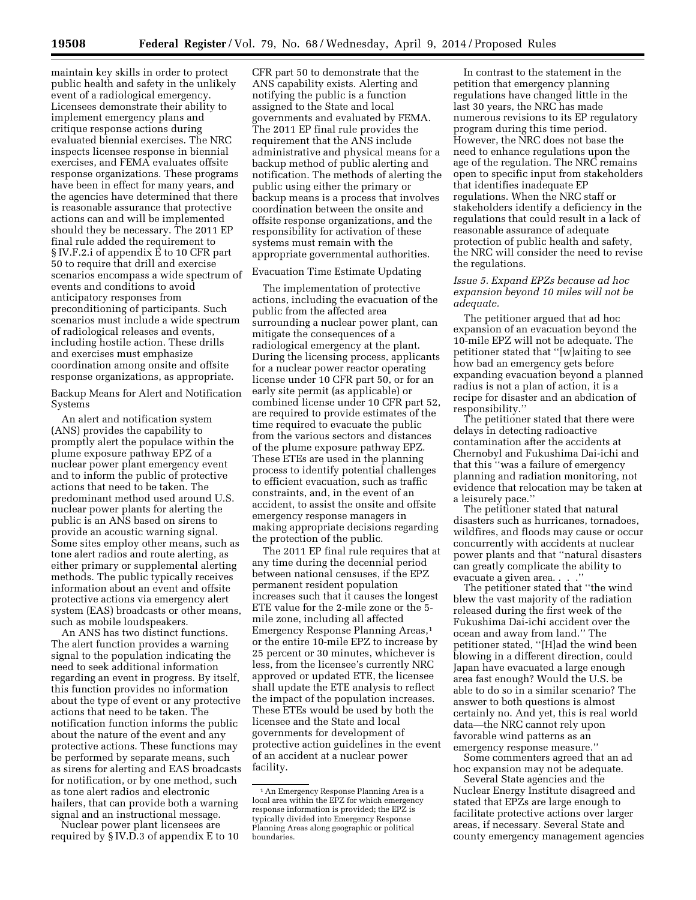maintain key skills in order to protect public health and safety in the unlikely event of a radiological emergency. Licensees demonstrate their ability to implement emergency plans and critique response actions during evaluated biennial exercises. The NRC inspects licensee response in biennial exercises, and FEMA evaluates offsite response organizations. These programs have been in effect for many years, and the agencies have determined that there is reasonable assurance that protective actions can and will be implemented should they be necessary. The 2011 EP final rule added the requirement to § IV.F.2.i of appendix E to 10 CFR part 50 to require that drill and exercise scenarios encompass a wide spectrum of events and conditions to avoid anticipatory responses from preconditioning of participants. Such scenarios must include a wide spectrum of radiological releases and events, including hostile action. These drills and exercises must emphasize coordination among onsite and offsite response organizations, as appropriate.

Backup Means for Alert and Notification Systems

An alert and notification system (ANS) provides the capability to promptly alert the populace within the plume exposure pathway EPZ of a nuclear power plant emergency event and to inform the public of protective actions that need to be taken. The predominant method used around U.S. nuclear power plants for alerting the public is an ANS based on sirens to provide an acoustic warning signal. Some sites employ other means, such as tone alert radios and route alerting, as either primary or supplemental alerting methods. The public typically receives information about an event and offsite protective actions via emergency alert system (EAS) broadcasts or other means, such as mobile loudspeakers.

An ANS has two distinct functions. The alert function provides a warning signal to the population indicating the need to seek additional information regarding an event in progress. By itself, this function provides no information about the type of event or any protective actions that need to be taken. The notification function informs the public about the nature of the event and any protective actions. These functions may be performed by separate means, such as sirens for alerting and EAS broadcasts for notification, or by one method, such as tone alert radios and electronic hailers, that can provide both a warning signal and an instructional message.

Nuclear power plant licensees are required by § IV.D.3 of appendix E to 10 CFR part 50 to demonstrate that the ANS capability exists. Alerting and notifying the public is a function assigned to the State and local governments and evaluated by FEMA. The 2011 EP final rule provides the requirement that the ANS include administrative and physical means for a backup method of public alerting and notification. The methods of alerting the public using either the primary or backup means is a process that involves coordination between the onsite and offsite response organizations, and the responsibility for activation of these systems must remain with the appropriate governmental authorities.

Evacuation Time Estimate Updating

The implementation of protective actions, including the evacuation of the public from the affected area surrounding a nuclear power plant, can mitigate the consequences of a radiological emergency at the plant. During the licensing process, applicants for a nuclear power reactor operating license under 10 CFR part 50, or for an early site permit (as applicable) or combined license under 10 CFR part 52, are required to provide estimates of the time required to evacuate the public from the various sectors and distances of the plume exposure pathway EPZ. These ETEs are used in the planning process to identify potential challenges to efficient evacuation, such as traffic constraints, and, in the event of an accident, to assist the onsite and offsite emergency response managers in making appropriate decisions regarding the protection of the public.

The 2011 EP final rule requires that at any time during the decennial period between national censuses, if the EPZ permanent resident population increases such that it causes the longest ETE value for the 2-mile zone or the 5-mile zone, including all affected Emergency Response Planning Areas,[1] or the entire 10-mile EPZ to increase by 25 percent or 30 minutes, whichever is less, from the licensee's currently NRC approved or updated ETE, the licensee shall update the ETE analysis to reflect the impact of the population increases. These ETEs would be used by both the licensee and the State and local governments for development of protective action guidelines in the event of an accident at a nuclear power facility.

In contrast to the statement in the petition that emergency planning regulations have changed little in the last 30 years, the NRC has made numerous revisions to its EP regulatory program during this time period. However, the NRC does not base the need to enhance regulations upon the age of the regulation. The NRC remains open to specific input from stakeholders that identifies inadequate EP regulations. When the NRC staff or stakeholders identify a deficiency in the regulations that could result in a lack of reasonable assurance of adequate protection of public health and safety, the NRC will consider the need to revise the regulations.

*Issue 5. Expand EPZs because ad hoc expansion beyond 10 miles will not be adequate.*

The petitioner argued that ad hoc expansion of an evacuation beyond the 10-mile EPZ will not be adequate. The petitioner stated that ''[w]aiting to see how bad an emergency gets before expanding evacuation beyond a planned radius is not a plan of action, it is a recipe for disaster and an abdication of responsibility.''

The petitioner stated that there were delays in detecting radioactive contamination after the accidents at Chernobyl and Fukushima Dai-ichi and that this ''was a failure of emergency planning and radiation monitoring, not evidence that relocation may be taken at a leisurely pace.''

The petitioner stated that natural disasters such as hurricanes, tornadoes, wildfires, and floods may cause or occur concurrently with accidents at nuclear power plants and that ''natural disasters can greatly complicate the ability to evacuate a given area. . . .''

The petitioner stated that ''the wind blew the vast majority of the radiation released during the first week of the Fukushima Dai-ichi accident over the ocean and away from land.'' The petitioner stated, ''[H]ad the wind been blowing in a different direction, could Japan have evacuated a large enough area fast enough? Would the U.S. be able to do so in a similar scenario? The answer to both questions is almost certainly no. And yet, this is real world data—the NRC cannot rely upon favorable wind patterns as an emergency response measure.''

Some commenters agreed that an ad hoc expansion may not be adequate.

Several State agencies and the Nuclear Energy Institute disagreed and stated that EPZs are large enough to facilitate protective actions over larger areas, if necessary. Several State and county emergency management agencies

---

[1] An Emergency Response Planning Area is a local area within the EPZ for which emergency response information is provided; the EPZ is typically divided into Emergency Response Planning Areas along geographic or political boundaries.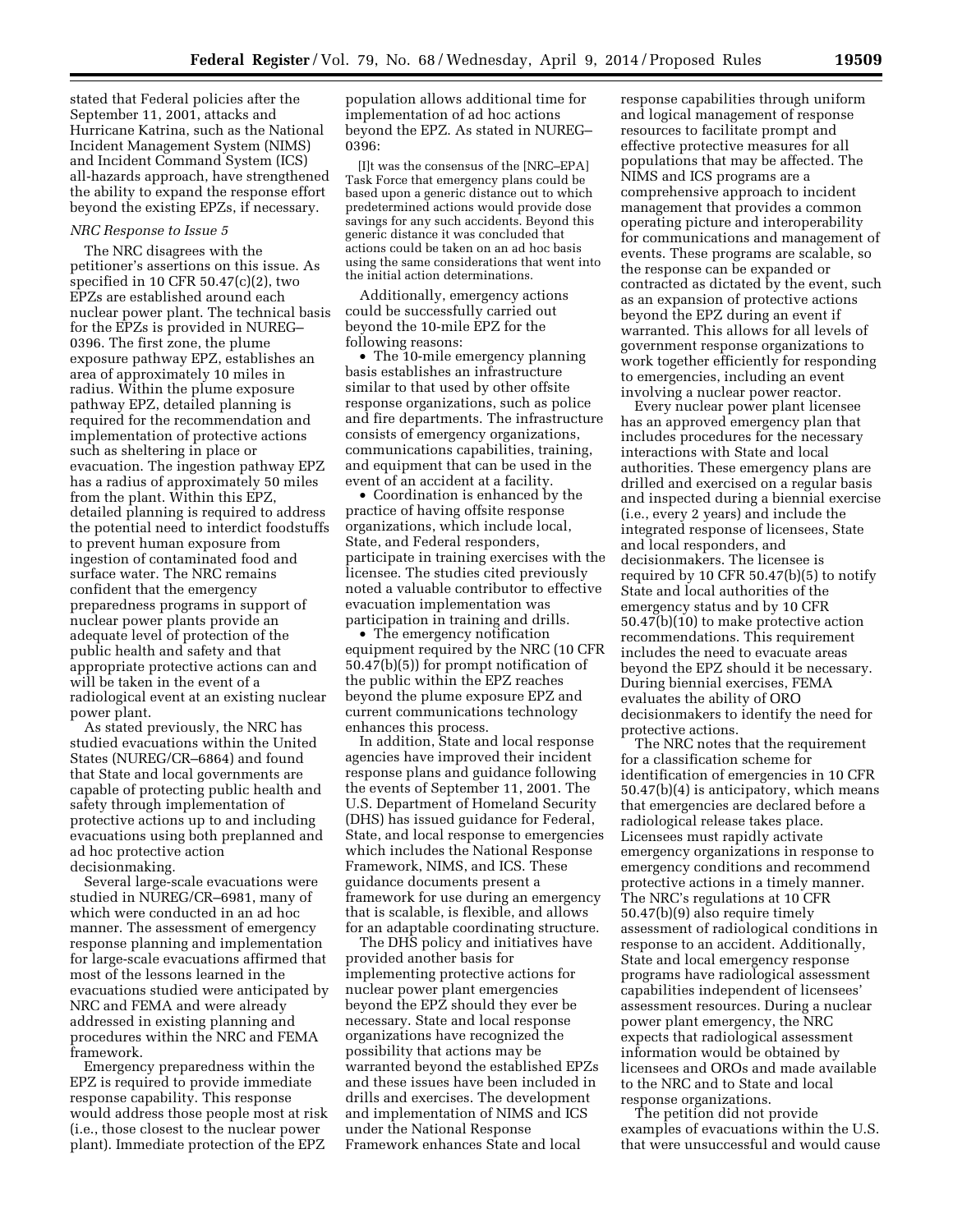stated that Federal policies after the September 11, 2001, attacks and Hurricane Katrina, such as the National Incident Management System (NIMS) and Incident Command System (ICS) all-hazards approach, have strengthened the ability to expand the response effort beyond the existing EPZs, if necessary.

*NRC Response to Issue 5*

The NRC disagrees with the petitioner's assertions on this issue. As specified in 10 CFR 50.47(c)(2), two EPZs are established around each nuclear power plant. The technical basis for the EPZs is provided in NUREG–0396. The first zone, the plume exposure pathway EPZ, establishes an area of approximately 10 miles in radius. Within the plume exposure pathway EPZ, detailed planning is required for the recommendation and implementation of protective actions such as sheltering in place or evacuation. The ingestion pathway EPZ has a radius of approximately 50 miles from the plant. Within this EPZ, detailed planning is required to address the potential need to interdict foodstuffs to prevent human exposure from ingestion of contaminated food and surface water. The NRC remains confident that the emergency preparedness programs in support of nuclear power plants provide an adequate level of protection of the public health and safety and that appropriate protective actions can and will be taken in the event of a radiological event at an existing nuclear power plant.

As stated previously, the NRC has studied evacuations within the United States (NUREG/CR–6864) and found that State and local governments are capable of protecting public health and safety through implementation of protective actions up to and including evacuations using both preplanned and ad hoc protective action decisionmaking.

Several large-scale evacuations were studied in NUREG/CR–6981, many of which were conducted in an ad hoc manner. The assessment of emergency response planning and implementation for large-scale evacuations affirmed that most of the lessons learned in the evacuations studied were anticipated by NRC and FEMA and were already addressed in existing planning and procedures within the NRC and FEMA framework.

Emergency preparedness within the EPZ is required to provide immediate response capability. This response would address those people most at risk (i.e., those closest to the nuclear power plant). Immediate protection of the EPZ population allows additional time for implementation of ad hoc actions beyond the EPZ. As stated in NUREG–0396:

> [I]t was the consensus of the [NRC–EPA] Task Force that emergency plans could be based upon a generic distance out to which predetermined actions would provide dose savings for any such accidents. Beyond this generic distance it was concluded that actions could be taken on an ad hoc basis using the same considerations that went into the initial action determinations.

Additionally, emergency actions could be successfully carried out beyond the 10-mile EPZ for the following reasons:

- The 10-mile emergency planning basis establishes an infrastructure similar to that used by other offsite response organizations, such as police and fire departments. The infrastructure consists of emergency organizations, communications capabilities, training, and equipment that can be used in the event of an accident at a facility.
- Coordination is enhanced by the practice of having offsite response organizations, which include local, State, and Federal responders, participate in training exercises with the licensee. The studies cited previously noted a valuable contributor to effective evacuation implementation was participation in training and drills.
- The emergency notification equipment required by the NRC (10 CFR 50.47(b)(5)) for prompt notification of the public within the EPZ reaches beyond the plume exposure EPZ and current communications technology enhances this process.

In addition, State and local response agencies have improved their incident response plans and guidance following the events of September 11, 2001. The U.S. Department of Homeland Security (DHS) has issued guidance for Federal, State, and local response to emergencies which includes the National Response Framework, NIMS, and ICS. These guidance documents present a framework for use during an emergency that is scalable, is flexible, and allows for an adaptable coordinating structure.

The DHS policy and initiatives have provided another basis for implementing protective actions for nuclear power plant emergencies beyond the EPZ should they ever be necessary. State and local response organizations have recognized the possibility that actions may be warranted beyond the established EPZs and these issues have been included in drills and exercises. The development and implementation of NIMS and ICS under the National Response Framework enhances State and local response capabilities through uniform and logical management of response resources to facilitate prompt and effective protective measures for all populations that may be affected. The NIMS and ICS programs are a comprehensive approach to incident management that provides a common operating picture and interoperability for communications and management of events. These programs are scalable, so the response can be expanded or contracted as dictated by the event, such as an expansion of protective actions beyond the EPZ during an event if warranted. This allows for all levels of government response organizations to work together efficiently for responding to emergencies, including an event involving a nuclear power reactor.

Every nuclear power plant licensee has an approved emergency plan that includes procedures for the necessary interactions with State and local authorities. These emergency plans are drilled and exercised on a regular basis and inspected during a biennial exercise (i.e., every 2 years) and include the integrated response of licensees, State and local responders, and decisionmakers. The licensee is required by 10 CFR 50.47(b)(5) to notify State and local authorities of the emergency status and by 10 CFR 50.47(b)(10) to make protective action recommendations. This requirement includes the need to evacuate areas beyond the EPZ should it be necessary. During biennial exercises, FEMA evaluates the ability of ORO decisionmakers to identify the need for protective actions.

The NRC notes that the requirement for a classification scheme for identification of emergencies in 10 CFR 50.47(b)(4) is anticipatory, which means that emergencies are declared before a radiological release takes place. Licensees must rapidly activate emergency organizations in response to emergency conditions and recommend protective actions in a timely manner. The NRC's regulations at 10 CFR 50.47(b)(9) also require timely assessment of radiological conditions in response to an accident. Additionally, State and local emergency response programs have radiological assessment capabilities independent of licensees' assessment resources. During a nuclear power plant emergency, the NRC expects that radiological assessment information would be obtained by licensees and OROs and made available to the NRC and to State and local response organizations.

The petition did not provide examples of evacuations within the U.S. that were unsuccessful and would cause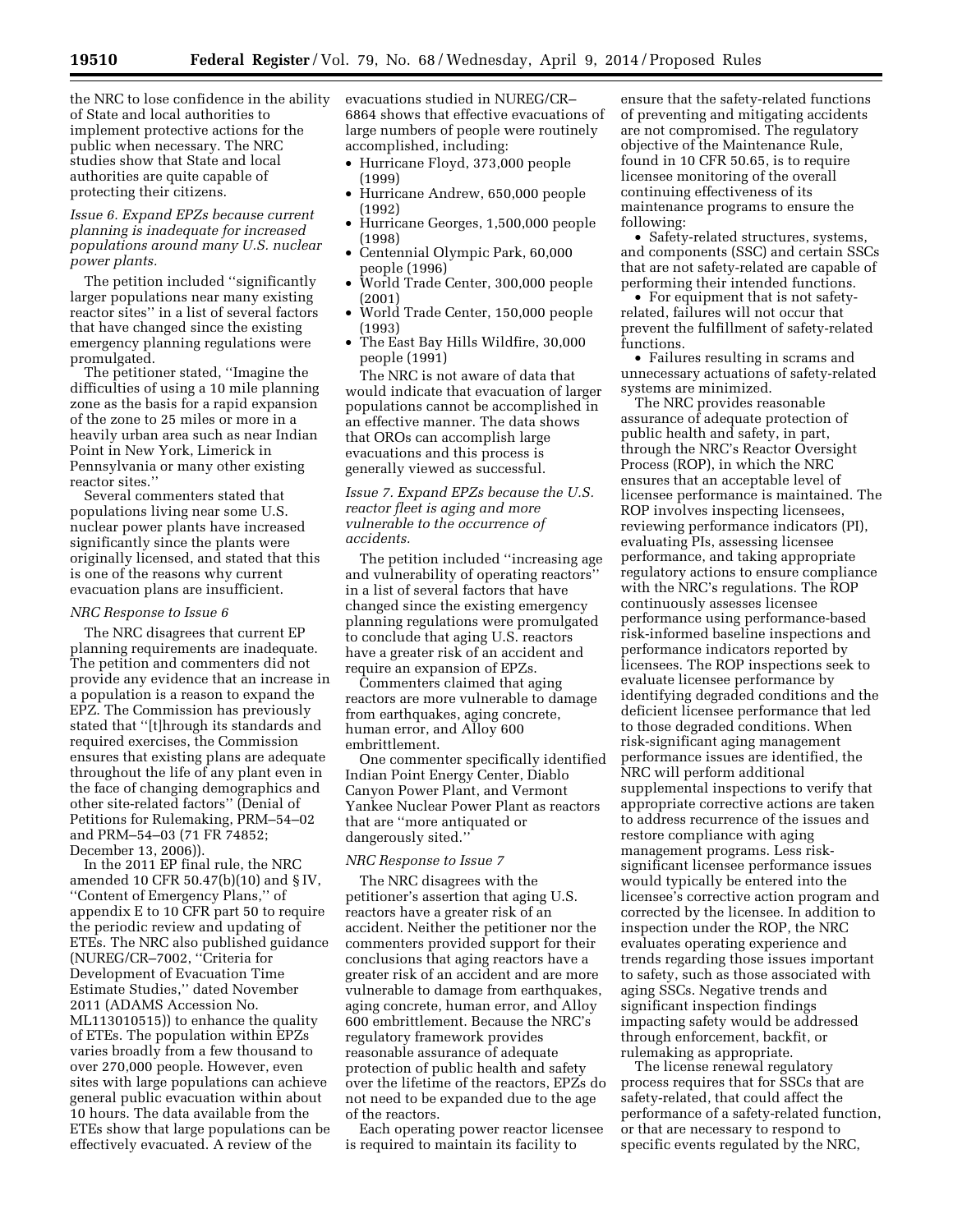the NRC to lose confidence in the ability of State and local authorities to implement protective actions for the public when necessary. The NRC studies show that State and local authorities are quite capable of protecting their citizens.

*Issue 6. Expand EPZs because current planning is inadequate for increased populations around many U.S. nuclear power plants.*

The petition included ''significantly larger populations near many existing reactor sites'' in a list of several factors that have changed since the existing emergency planning regulations were promulgated.

The petitioner stated, ''Imagine the difficulties of using a 10 mile planning zone as the basis for a rapid expansion of the zone to 25 miles or more in a heavily urban area such as near Indian Point in New York, Limerick in Pennsylvania or many other existing reactor sites.''

Several commenters stated that populations living near some U.S. nuclear power plants have increased significantly since the plants were originally licensed, and stated that this is one of the reasons why current evacuation plans are insufficient.

*NRC Response to Issue 6*

The NRC disagrees that current EP planning requirements are inadequate. The petition and commenters did not provide any evidence that an increase in a population is a reason to expand the EPZ. The Commission has previously stated that ''[t]hrough its standards and required exercises, the Commission ensures that existing plans are adequate throughout the life of any plant even in the face of changing demographics and other site-related factors'' (Denial of Petitions for Rulemaking, PRM–54–02 and PRM–54–03 (71 FR 74852; December 13, 2006)).

In the 2011 EP final rule, the NRC amended 10 CFR 50.47(b)(10) and § IV, ''Content of Emergency Plans,'' of appendix E to 10 CFR part 50 to require the periodic review and updating of ETEs. The NRC also published guidance (NUREG/CR–7002, ''Criteria for Development of Evacuation Time Estimate Studies,'' dated November 2011 (ADAMS Accession No. ML113010515)) to enhance the quality of ETEs. The population within EPZs varies broadly from a few thousand to over 270,000 people. However, even sites with large populations can achieve general public evacuation within about 10 hours. The data available from the ETEs show that large populations can be effectively evacuated. A review of the evacuations studied in NUREG/CR–6864 shows that effective evacuations of large numbers of people were routinely accomplished, including:

- Hurricane Floyd, 373,000 people (1999)
- Hurricane Andrew, 650,000 people (1992)
- Hurricane Georges, 1,500,000 people (1998)
- Centennial Olympic Park, 60,000 people (1996)
- World Trade Center, 300,000 people (2001)
- World Trade Center, 150,000 people (1993)
- The East Bay Hills Wildfire, 30,000 people (1991)

The NRC is not aware of data that would indicate that evacuation of larger populations cannot be accomplished in an effective manner. The data shows that OROs can accomplish large evacuations and this process is generally viewed as successful.

*Issue 7. Expand EPZs because the U.S. reactor fleet is aging and more vulnerable to the occurrence of accidents.*

The petition included ''increasing age and vulnerability of operating reactors'' in a list of several factors that have changed since the existing emergency planning regulations were promulgated to conclude that aging U.S. reactors have a greater risk of an accident and require an expansion of EPZs.

Commenters claimed that aging reactors are more vulnerable to damage from earthquakes, aging concrete, human error, and Alloy 600 embrittlement.

One commenter specifically identified Indian Point Energy Center, Diablo Canyon Power Plant, and Vermont Yankee Nuclear Power Plant as reactors that are ''more antiquated or dangerously sited.''

*NRC Response to Issue 7*

The NRC disagrees with the petitioner's assertion that aging U.S. reactors have a greater risk of an accident. Neither the petitioner nor the commenters provided support for their conclusions that aging reactors have a greater risk of an accident and are more vulnerable to damage from earthquakes, aging concrete, human error, and Alloy 600 embrittlement. Because the NRC's regulatory framework provides reasonable assurance of adequate protection of public health and safety over the lifetime of the reactors, EPZs do not need to be expanded due to the age of the reactors.

Each operating power reactor licensee is required to maintain its facility to ensure that the safety-related functions of preventing and mitigating accidents are not compromised. The regulatory objective of the Maintenance Rule, found in 10 CFR 50.65, is to require licensee monitoring of the overall continuing effectiveness of its maintenance programs to ensure the following:

- Safety-related structures, systems, and components (SSC) and certain SSCs that are not safety-related are capable of performing their intended functions.
- For equipment that is not safety-related, failures will not occur that prevent the fulfillment of safety-related functions.
- Failures resulting in scrams and unnecessary actuations of safety-related systems are minimized.

The NRC provides reasonable assurance of adequate protection of public health and safety, in part, through the NRC's Reactor Oversight Process (ROP), in which the NRC ensures that an acceptable level of licensee performance is maintained. The ROP involves inspecting licensees, reviewing performance indicators (PI), evaluating PIs, assessing licensee performance, and taking appropriate regulatory actions to ensure compliance with the NRC's regulations. The ROP continuously assesses licensee performance using performance-based risk-informed baseline inspections and performance indicators reported by licensees. The ROP inspections seek to evaluate licensee performance by identifying degraded conditions and the deficient licensee performance that led to those degraded conditions. When risk-significant aging management performance issues are identified, the NRC will perform additional supplemental inspections to verify that appropriate corrective actions are taken to address recurrence of the issues and restore compliance with aging management programs. Less risk-significant licensee performance issues would typically be entered into the licensee's corrective action program and corrected by the licensee. In addition to inspection under the ROP, the NRC evaluates operating experience and trends regarding those issues important to safety, such as those associated with aging SSCs. Negative trends and significant inspection findings impacting safety would be addressed through enforcement, backfit, or rulemaking as appropriate.

The license renewal regulatory process requires that for SSCs that are safety-related, that could affect the performance of a safety-related function, or that are necessary to respond to specific events regulated by the NRC,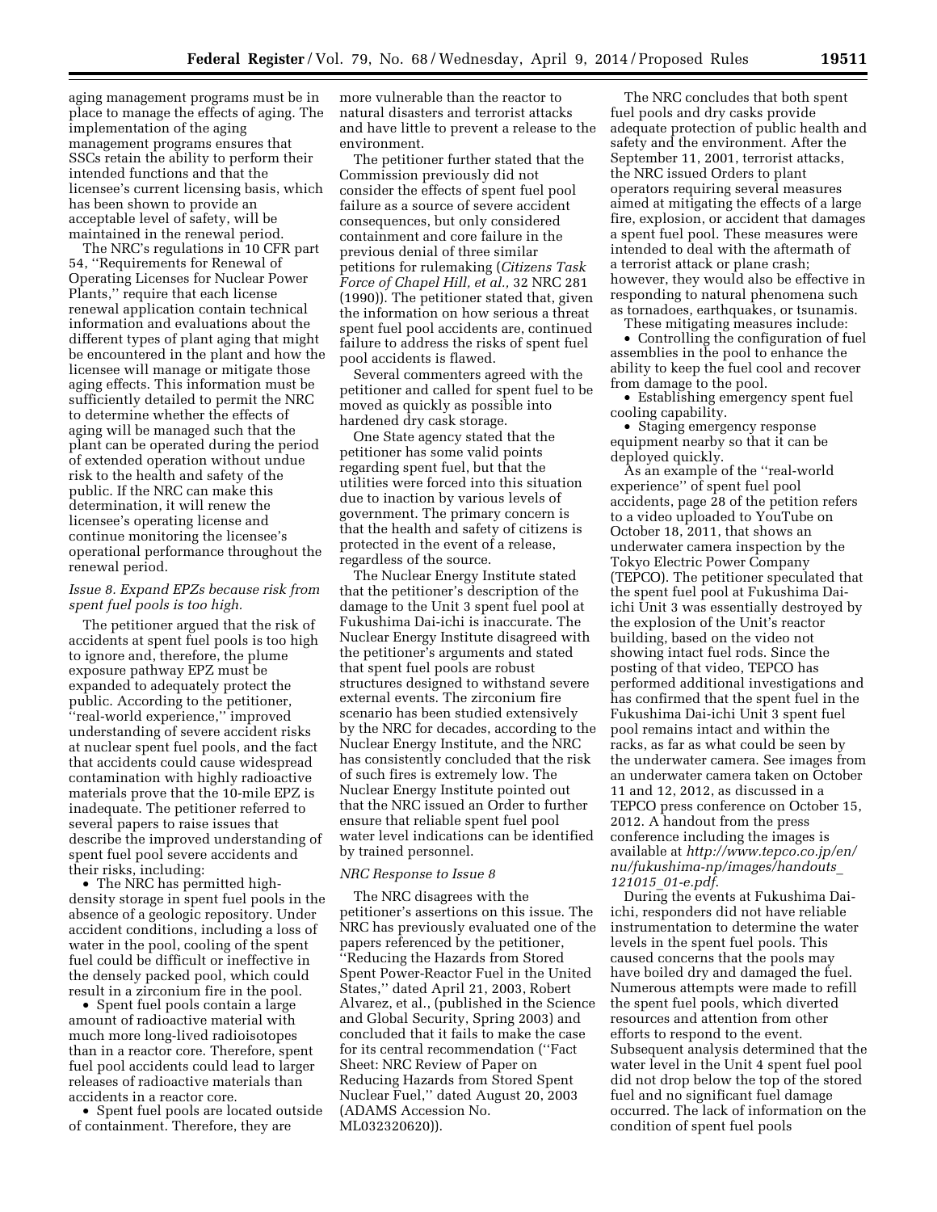aging management programs must be in place to manage the effects of aging. The implementation of the aging management programs ensures that SSCs retain the ability to perform their intended functions and that the licensee's current licensing basis, which has been shown to provide an acceptable level of safety, will be maintained in the renewal period.

The NRC's regulations in 10 CFR part 54, ''Requirements for Renewal of Operating Licenses for Nuclear Power Plants,'' require that each license renewal application contain technical information and evaluations about the different types of plant aging that might be encountered in the plant and how the licensee will manage or mitigate those aging effects. This information must be sufficiently detailed to permit the NRC to determine whether the effects of aging will be managed such that the plant can be operated during the period of extended operation without undue risk to the health and safety of the public. If the NRC can make this determination, it will renew the licensee's operating license and continue monitoring the licensee's operational performance throughout the renewal period.

*Issue 8. Expand EPZs because risk from spent fuel pools is too high.*

The petitioner argued that the risk of accidents at spent fuel pools is too high to ignore and, therefore, the plume exposure pathway EPZ must be expanded to adequately protect the public. According to the petitioner, ''real-world experience,'' improved understanding of severe accident risks at nuclear spent fuel pools, and the fact that accidents could cause widespread contamination with highly radioactive materials prove that the 10-mile EPZ is inadequate. The petitioner referred to several papers to raise issues that describe the improved understanding of spent fuel pool severe accidents and their risks, including:

- The NRC has permitted high-density storage in spent fuel pools in the absence of a geologic repository. Under accident conditions, including a loss of water in the pool, cooling of the spent fuel could be difficult or ineffective in the densely packed pool, which could result in a zirconium fire in the pool.
- Spent fuel pools contain a large amount of radioactive material with much more long-lived radioisotopes than in a reactor core. Therefore, spent fuel pool accidents could lead to larger releases of radioactive materials than accidents in a reactor core.
- Spent fuel pools are located outside of containment. Therefore, they are more vulnerable than the reactor to natural disasters and terrorist attacks and have little to prevent a release to the environment.

The petitioner further stated that the Commission previously did not consider the effects of spent fuel pool failure as a source of severe accident consequences, but only considered containment and core failure in the previous denial of three similar petitions for rulemaking (*Citizens Task Force of Chapel Hill, et al.,* 32 NRC 281 (1990)). The petitioner stated that, given the information on how serious a threat spent fuel pool accidents are, continued failure to address the risks of spent fuel pool accidents is flawed.

Several commenters agreed with the petitioner and called for spent fuel to be moved as quickly as possible into hardened dry cask storage.

One State agency stated that the petitioner has some valid points regarding spent fuel, but that the utilities were forced into this situation due to inaction by various levels of government. The primary concern is that the health and safety of citizens is protected in the event of a release, regardless of the source.

The Nuclear Energy Institute stated that the petitioner's description of the damage to the Unit 3 spent fuel pool at Fukushima Dai-ichi is inaccurate. The Nuclear Energy Institute disagreed with the petitioner's arguments and stated that spent fuel pools are robust structures designed to withstand severe external events. The zirconium fire scenario has been studied extensively by the NRC for decades, according to the Nuclear Energy Institute, and the NRC has consistently concluded that the risk of such fires is extremely low. The Nuclear Energy Institute pointed out that the NRC issued an Order to further ensure that reliable spent fuel pool water level indications can be identified by trained personnel.

*NRC Response to Issue 8*

The NRC disagrees with the petitioner's assertions on this issue. The NRC has previously evaluated one of the papers referenced by the petitioner, ''Reducing the Hazards from Stored Spent Power-Reactor Fuel in the United States,'' dated April 21, 2003, Robert Alvarez, et al., (published in the Science and Global Security, Spring 2003) and concluded that it fails to make the case for its central recommendation (''Fact Sheet: NRC Review of Paper on Reducing Hazards from Stored Spent Nuclear Fuel,'' dated August 20, 2003 (ADAMS Accession No. ML032320620)).

The NRC concludes that both spent fuel pools and dry casks provide adequate protection of public health and safety and the environment. After the September 11, 2001, terrorist attacks, the NRC issued Orders to plant operators requiring several measures aimed at mitigating the effects of a large fire, explosion, or accident that damages a spent fuel pool. These measures were intended to deal with the aftermath of a terrorist attack or plane crash; however, they would also be effective in responding to natural phenomena such as tornadoes, earthquakes, or tsunamis.

These mitigating measures include:

- Controlling the configuration of fuel assemblies in the pool to enhance the ability to keep the fuel cool and recover from damage to the pool.
- Establishing emergency spent fuel cooling capability.
- Staging emergency response equipment nearby so that it can be deployed quickly.

As an example of the ''real-world experience'' of spent fuel pool accidents, page 28 of the petition refers to a video uploaded to YouTube on October 18, 2011, that shows an underwater camera inspection by the Tokyo Electric Power Company (TEPCO). The petitioner speculated that the spent fuel pool at Fukushima Dai-ichi Unit 3 was essentially destroyed by the explosion of the Unit's reactor building, based on the video not showing intact fuel rods. Since the posting of that video, TEPCO has performed additional investigations and has confirmed that the spent fuel in the Fukushima Dai-ichi Unit 3 spent fuel pool remains intact and within the racks, as far as what could be seen by the underwater camera. See images from an underwater camera taken on October 11 and 12, 2012, as discussed in a TEPCO press conference on October 15, 2012. A handout from the press conference including the images is available at *http://www.tepco.co.jp/en/nu/fukushima-np/images/handouts_121015_01-e.pdf*.

During the events at Fukushima Dai-ichi, responders did not have reliable instrumentation to determine the water levels in the spent fuel pools. This caused concerns that the pools may have boiled dry and damaged the fuel. Numerous attempts were made to refill the spent fuel pools, which diverted resources and attention from other efforts to respond to the event. Subsequent analysis determined that the water level in the Unit 4 spent fuel pool did not drop below the top of the stored fuel and no significant fuel damage occurred. The lack of information on the condition of spent fuel pools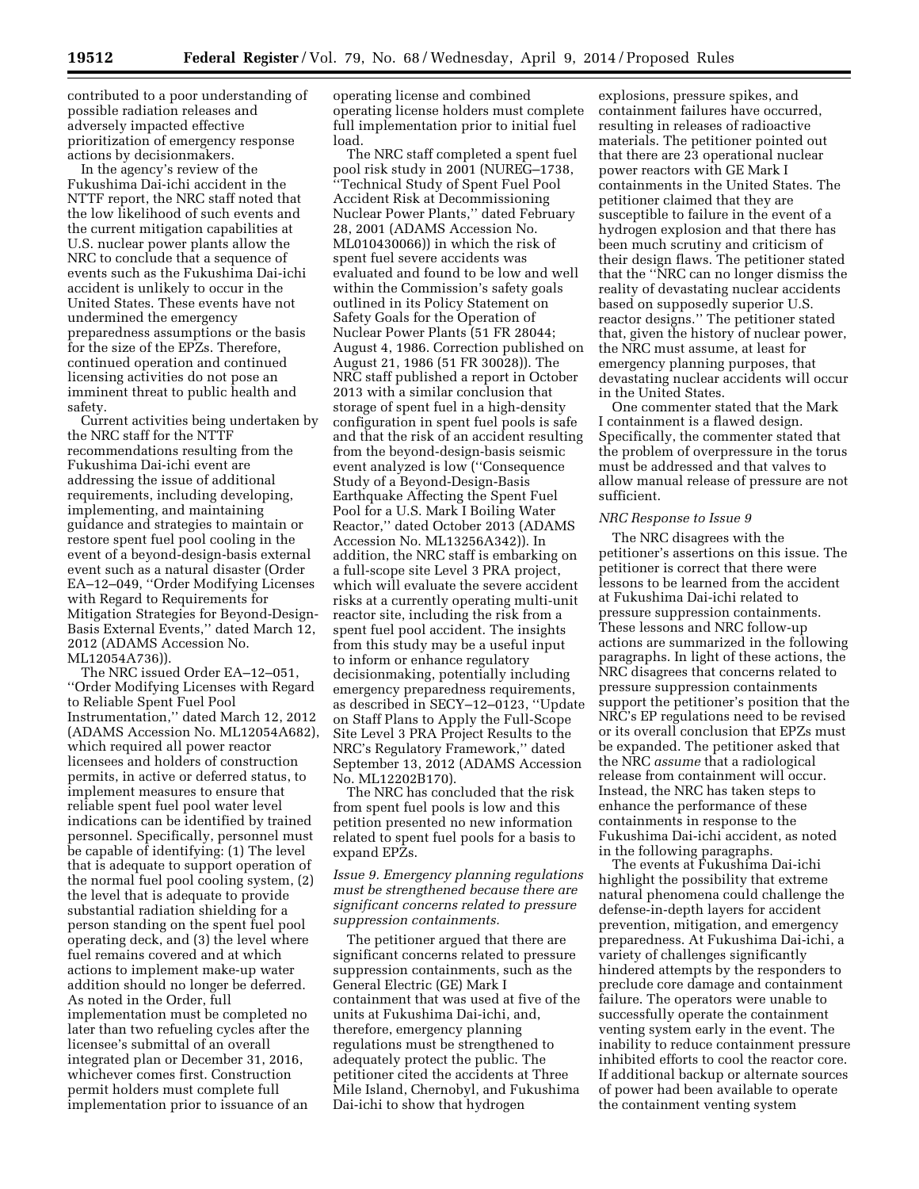contributed to a poor understanding of possible radiation releases and adversely impacted effective prioritization of emergency response actions by decisionmakers.

In the agency's review of the Fukushima Dai-ichi accident in the NTTF report, the NRC staff noted that the low likelihood of such events and the current mitigation capabilities at U.S. nuclear power plants allow the NRC to conclude that a sequence of events such as the Fukushima Dai-ichi accident is unlikely to occur in the United States. These events have not undermined the emergency preparedness assumptions or the basis for the size of the EPZs. Therefore, continued operation and continued licensing activities do not pose an imminent threat to public health and safety.

Current activities being undertaken by the NRC staff for the NTTF recommendations resulting from the Fukushima Dai-ichi event are addressing the issue of additional requirements, including developing, implementing, and maintaining guidance and strategies to maintain or restore spent fuel pool cooling in the event of a beyond-design-basis external event such as a natural disaster (Order EA–12–049, ''Order Modifying Licenses with Regard to Requirements for Mitigation Strategies for Beyond-Design-Basis External Events,'' dated March 12, 2012 (ADAMS Accession No. ML12054A736)).

The NRC issued Order EA–12–051, ''Order Modifying Licenses with Regard to Reliable Spent Fuel Pool Instrumentation,'' dated March 12, 2012 (ADAMS Accession No. ML12054A682), which required all power reactor licensees and holders of construction permits, in active or deferred status, to implement measures to ensure that reliable spent fuel pool water level indications can be identified by trained personnel. Specifically, personnel must be capable of identifying: (1) The level that is adequate to support operation of the normal fuel pool cooling system, (2) the level that is adequate to provide substantial radiation shielding for a person standing on the spent fuel pool operating deck, and (3) the level where fuel remains covered and at which actions to implement make-up water addition should no longer be deferred. As noted in the Order, full implementation must be completed no later than two refueling cycles after the licensee's submittal of an overall integrated plan or December 31, 2016, whichever comes first. Construction permit holders must complete full implementation prior to issuance of an operating license and combined operating license holders must complete full implementation prior to initial fuel load.

The NRC staff completed a spent fuel pool risk study in 2001 (NUREG–1738, ''Technical Study of Spent Fuel Pool Accident Risk at Decommissioning Nuclear Power Plants,'' dated February 28, 2001 (ADAMS Accession No. ML010430066)) in which the risk of spent fuel severe accidents was evaluated and found to be low and well within the Commission's safety goals outlined in its Policy Statement on Safety Goals for the Operation of Nuclear Power Plants (51 FR 28044; August 4, 1986. Correction published on August 21, 1986 (51 FR 30028)). The NRC staff published a report in October 2013 with a similar conclusion that storage of spent fuel in a high-density configuration in spent fuel pools is safe and that the risk of an accident resulting from the beyond-design-basis seismic event analyzed is low (''Consequence Study of a Beyond-Design-Basis Earthquake Affecting the Spent Fuel Pool for a U.S. Mark I Boiling Water Reactor,'' dated October 2013 (ADAMS Accession No. ML13256A342)). In addition, the NRC staff is embarking on a full-scope site Level 3 PRA project, which will evaluate the severe accident risks at a currently operating multi-unit reactor site, including the risk from a spent fuel pool accident. The insights from this study may be a useful input to inform or enhance regulatory decisionmaking, potentially including emergency preparedness requirements, as described in SECY–12–0123, ''Update on Staff Plans to Apply the Full-Scope Site Level 3 PRA Project Results to the NRC's Regulatory Framework,'' dated September 13, 2012 (ADAMS Accession No. ML12202B170).

The NRC has concluded that the risk from spent fuel pools is low and this petition presented no new information related to spent fuel pools for a basis to expand EPZs.

*Issue 9. Emergency planning regulations must be strengthened because there are significant concerns related to pressure suppression containments.*

The petitioner argued that there are significant concerns related to pressure suppression containments, such as the General Electric (GE) Mark I containment that was used at five of the units at Fukushima Dai-ichi, and, therefore, emergency planning regulations must be strengthened to adequately protect the public. The petitioner cited the accidents at Three Mile Island, Chernobyl, and Fukushima Dai-ichi to show that hydrogen explosions, pressure spikes, and containment failures have occurred, resulting in releases of radioactive materials. The petitioner pointed out that there are 23 operational nuclear power reactors with GE Mark I containments in the United States. The petitioner claimed that they are susceptible to failure in the event of a hydrogen explosion and that there has been much scrutiny and criticism of their design flaws. The petitioner stated that the ''NRC can no longer dismiss the reality of devastating nuclear accidents based on supposedly superior U.S. reactor designs.'' The petitioner stated that, given the history of nuclear power, the NRC must assume, at least for emergency planning purposes, that devastating nuclear accidents will occur in the United States.

One commenter stated that the Mark I containment is a flawed design. Specifically, the commenter stated that the problem of overpressure in the torus must be addressed and that valves to allow manual release of pressure are not sufficient.

*NRC Response to Issue 9*

The NRC disagrees with the petitioner's assertions on this issue. The petitioner is correct that there were lessons to be learned from the accident at Fukushima Dai-ichi related to pressure suppression containments. These lessons and NRC follow-up actions are summarized in the following paragraphs. In light of these actions, the NRC disagrees that concerns related to pressure suppression containments support the petitioner's position that the NRC's EP regulations need to be revised or its overall conclusion that EPZs must be expanded. The petitioner asked that the NRC *assume* that a radiological release from containment will occur. Instead, the NRC has taken steps to enhance the performance of these containments in response to the Fukushima Dai-ichi accident, as noted in the following paragraphs.

The events at Fukushima Dai-ichi highlight the possibility that extreme natural phenomena could challenge the defense-in-depth layers for accident prevention, mitigation, and emergency preparedness. At Fukushima Dai-ichi, a variety of challenges significantly hindered attempts by the responders to preclude core damage and containment failure. The operators were unable to successfully operate the containment venting system early in the event. The inability to reduce containment pressure inhibited efforts to cool the reactor core. If additional backup or alternate sources of power had been available to operate the containment venting system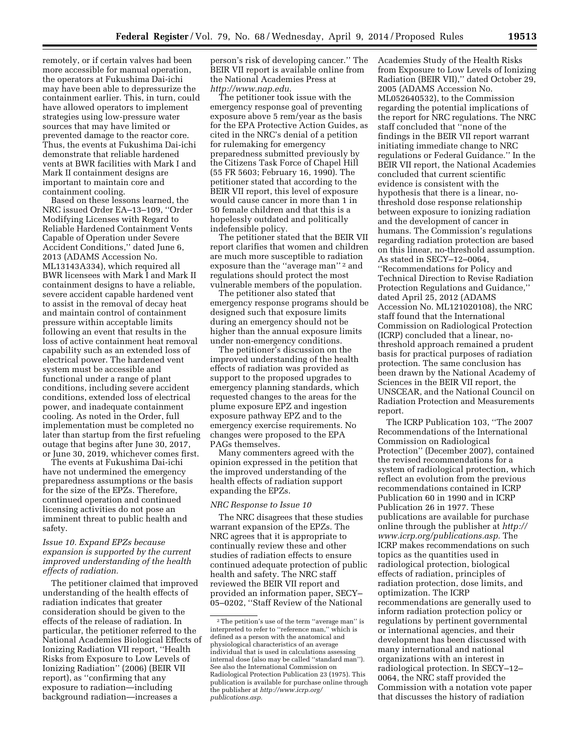remotely, or if certain valves had been more accessible for manual operation, the operators at Fukushima Dai-ichi may have been able to depressurize the containment earlier. This, in turn, could have allowed operators to implement strategies using low-pressure water sources that may have limited or prevented damage to the reactor core. Thus, the events at Fukushima Dai-ichi demonstrate that reliable hardened vents at BWR facilities with Mark I and Mark II containment designs are important to maintain core and containment cooling.

Based on these lessons learned, the NRC issued Order EA–13–109, ''Order Modifying Licenses with Regard to Reliable Hardened Containment Vents Capable of Operation under Severe Accident Conditions,'' dated June 6, 2013 (ADAMS Accession No. ML13143A334), which required all BWR licensees with Mark I and Mark II containment designs to have a reliable, severe accident capable hardened vent to assist in the removal of decay heat and maintain control of containment pressure within acceptable limits following an event that results in the loss of active containment heat removal capability such as an extended loss of electrical power. The hardened vent system must be accessible and functional under a range of plant conditions, including severe accident conditions, extended loss of electrical power, and inadequate containment cooling. As noted in the Order, full implementation must be completed no later than startup from the first refueling outage that begins after June 30, 2017, or June 30, 2019, whichever comes first.

The events at Fukushima Dai-ichi have not undermined the emergency preparedness assumptions or the basis for the size of the EPZs. Therefore, continued operation and continued licensing activities do not pose an imminent threat to public health and safety.

*Issue 10. Expand EPZs because expansion is supported by the current improved understanding of the health effects of radiation.*

The petitioner claimed that improved understanding of the health effects of radiation indicates that greater consideration should be given to the effects of the release of radiation. In particular, the petitioner referred to the National Academies Biological Effects of Ionizing Radiation VII report, ''Health Risks from Exposure to Low Levels of Ionizing Radiation'' (2006) (BEIR VII report), as ''confirming that any exposure to radiation—including background radiation—increases a person's risk of developing cancer.'' The BEIR VII report is available online from the National Academies Press at *http://www.nap.edu.*

The petitioner took issue with the emergency response goal of preventing exposure above 5 rem/year as the basis for the EPA Protective Action Guides, as cited in the NRC's denial of a petition for rulemaking for emergency preparedness submitted previously by the Citizens Task Force of Chapel Hill (55 FR 5603; February 16, 1990). The petitioner stated that according to the BEIR VII report, this level of exposure would cause cancer in more than 1 in 50 female children and that this is a hopelessly outdated and politically indefensible policy.

The petitioner stated that the BEIR VII report clarifies that women and children are much more susceptible to radiation exposure than the ''average man'' [2] and regulations should protect the most vulnerable members of the population.

The petitioner also stated that emergency response programs should be designed such that exposure limits during an emergency should not be higher than the annual exposure limits under non-emergency conditions.

The petitioner's discussion on the improved understanding of the health effects of radiation was provided as support to the proposed upgrades to emergency planning standards, which requested changes to the areas for the plume exposure EPZ and ingestion exposure pathway EPZ and to the emergency exercise requirements. No changes were proposed to the EPA PAGs themselves.

Many commenters agreed with the opinion expressed in the petition that the improved understanding of the health effects of radiation support expanding the EPZs.

*NRC Response to Issue 10*

The NRC disagrees that these studies warrant expansion of the EPZs. The NRC agrees that it is appropriate to continually review these and other studies of radiation effects to ensure continued adequate protection of public health and safety. The NRC staff reviewed the BEIR VII report and provided an information paper, SECY–05–0202, ''Staff Review of the National Academies Study of the Health Risks from Exposure to Low Levels of Ionizing Radiation (BEIR VII),'' dated October 29, 2005 (ADAMS Accession No. ML052640532), to the Commission regarding the potential implications of the report for NRC regulations. The NRC staff concluded that ''none of the findings in the BEIR VII report warrant initiating immediate change to NRC regulations or Federal Guidance.'' In the BEIR VII report, the National Academies concluded that current scientific evidence is consistent with the hypothesis that there is a linear, no-threshold dose response relationship between exposure to ionizing radiation and the development of cancer in humans. The Commission's regulations regarding radiation protection are based on this linear, no-threshold assumption. As stated in SECY–12–0064, ''Recommendations for Policy and Technical Direction to Revise Radiation Protection Regulations and Guidance,'' dated April 25, 2012 (ADAMS Accession No. ML121020108), the NRC staff found that the International Commission on Radiological Protection (ICRP) concluded that a linear, no-threshold approach remained a prudent basis for practical purposes of radiation protection. The same conclusion has been drawn by the National Academy of Sciences in the BEIR VII report, the UNSCEAR, and the National Council on Radiation Protection and Measurements report.

The ICRP Publication 103, ''The 2007 Recommendations of the International Commission on Radiological Protection'' (December 2007), contained the revised recommendations for a system of radiological protection, which reflect an evolution from the previous recommendations contained in ICRP Publication 60 in 1990 and in ICRP Publication 26 in 1977. These publications are available for purchase online through the publisher at *http://www.icrp.org/publications.asp.* The ICRP makes recommendations on such topics as the quantities used in radiological protection, biological effects of radiation, principles of radiation protection, dose limits, and optimization. The ICRP recommendations are generally used to inform radiation protection policy or regulations by pertinent governmental or international agencies, and their development has been discussed with many international and national organizations with an interest in radiological protection. In SECY–12–0064, the NRC staff provided the Commission with a notation vote paper that discusses the history of radiation

---

[2] The petition's use of the term ''average man'' is interpreted to refer to ''reference man,'' which is defined as a person with the anatomical and physiological characteristics of an average individual that is used in calculations assessing internal dose (also may be called ''standard man''). See also the International Commission on Radiological Protection Publication 23 (1975). This publication is available for purchase online through the publisher at *http://www.icrp.org/publications.asp.*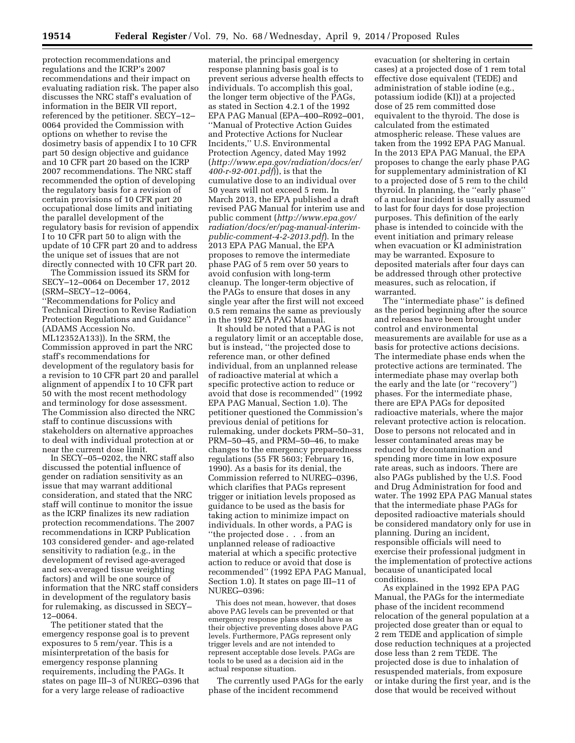protection recommendations and regulations and the ICRP's 2007 recommendations and their impact on evaluating radiation risk. The paper also discusses the NRC staff's evaluation of information in the BEIR VII report, referenced by the petitioner. SECY–12–0064 provided the Commission with options on whether to revise the dosimetry basis of appendix I to 10 CFR part 50 design objective and guidance and 10 CFR part 20 based on the ICRP 2007 recommendations. The NRC staff recommended the option of developing the regulatory basis for a revision of certain provisions of 10 CFR part 20 occupational dose limits and initiating the parallel development of the regulatory basis for revision of appendix I to 10 CFR part 50 to align with the update of 10 CFR part 20 and to address the unique set of issues that are not directly connected with 10 CFR part 20.

The Commission issued its SRM for SECY–12–0064 on December 17, 2012 (SRM–SECY–12–0064, ''Recommendations for Policy and Technical Direction to Revise Radiation Protection Regulations and Guidance'' (ADAMS Accession No. ML12352A133)). In the SRM, the Commission approved in part the NRC staff's recommendations for development of the regulatory basis for a revision to 10 CFR part 20 and parallel alignment of appendix I to 10 CFR part 50 with the most recent methodology and terminology for dose assessment. The Commission also directed the NRC staff to continue discussions with stakeholders on alternative approaches to deal with individual protection at or near the current dose limit.

In SECY–05–0202, the NRC staff also discussed the potential influence of gender on radiation sensitivity as an issue that may warrant additional consideration, and stated that the NRC staff will continue to monitor the issue as the ICRP finalizes its new radiation protection recommendations. The 2007 recommendations in ICRP Publication 103 considered gender- and age-related sensitivity to radiation (e.g., in the development of revised age-averaged and sex-averaged tissue weighting factors) and will be one source of information that the NRC staff considers in development of the regulatory basis for rulemaking, as discussed in SECY–12–0064.

The petitioner stated that the emergency response goal is to prevent exposures to 5 rem/year. This is a misinterpretation of the basis for emergency response planning requirements, including the PAGs. It states on page III–3 of NUREG–0396 that for a very large release of radioactive material, the principal emergency response planning basis goal is to prevent serious adverse health effects to individuals. To accomplish this goal, the longer term objective of the PAGs, as stated in Section 4.2.1 of the 1992 EPA PAG Manual (EPA–400–R092–001, ''Manual of Protective Action Guides and Protective Actions for Nuclear Incidents,'' U.S. Environmental Protection Agency, dated May 1992 (*http://www.epa.gov/radiation/docs/er/400-r-92-001.pdf*)), is that the cumulative dose to an individual over 50 years will not exceed 5 rem. In March 2013, the EPA published a draft revised PAG Manual for interim use and public comment (*http://www.epa.gov/radiation/docs/er/pag-manual-interim-public-comment-4-2-2013.pdf*). In the 2013 EPA PAG Manual, the EPA proposes to remove the intermediate phase PAG of 5 rem over 50 years to avoid confusion with long-term cleanup. The longer-term objective of the PAGs to ensure that doses in any single year after the first will not exceed 0.5 rem remains the same as previously in the 1992 EPA PAG Manual.

It should be noted that a PAG is not a regulatory limit or an acceptable dose, but is instead, ''the projected dose to reference man, or other defined individual, from an unplanned release of radioactive material at which a specific protective action to reduce or avoid that dose is recommended'' (1992 EPA PAG Manual, Section 1.0). The petitioner questioned the Commission's previous denial of petitions for rulemaking, under dockets PRM–50–31, PRM–50–45, and PRM–50–46, to make changes to the emergency preparedness regulations (55 FR 5603; February 16, 1990). As a basis for its denial, the Commission referred to NUREG–0396, which clarifies that PAGs represent trigger or initiation levels proposed as guidance to be used as the basis for taking action to minimize impact on individuals. In other words, a PAG is ''the projected dose . . . from an unplanned release of radioactive material at which a specific protective action to reduce or avoid that dose is recommended'' (1992 EPA PAG Manual, Section 1.0). It states on page III–11 of NUREG–0396:

> This does not mean, however, that doses above PAG levels can be prevented or that emergency response plans should have as their objective preventing doses above PAG levels. Furthermore, PAGs represent only trigger levels and are not intended to represent acceptable dose levels. PAGs are tools to be used as a decision aid in the actual response situation.

The currently used PAGs for the early phase of the incident recommend evacuation (or sheltering in certain cases) at a projected dose of 1 rem total effective dose equivalent (TEDE) and administration of stable iodine (e.g., potassium iodide (KI)) at a projected dose of 25 rem committed dose equivalent to the thyroid. The dose is calculated from the estimated atmospheric release. These values are taken from the 1992 EPA PAG Manual. In the 2013 EPA PAG Manual, the EPA proposes to change the early phase PAG for supplementary administration of KI to a projected dose of 5 rem to the child thyroid. In planning, the ''early phase'' of a nuclear incident is usually assumed to last for four days for dose projection purposes. This definition of the early phase is intended to coincide with the event initiation and primary release when evacuation or KI administration may be warranted. Exposure to deposited materials after four days can be addressed through other protective measures, such as relocation, if warranted.

The ''intermediate phase'' is defined as the period beginning after the source and releases have been brought under control and environmental measurements are available for use as a basis for protective actions decisions. The intermediate phase ends when the protective actions are terminated. The intermediate phase may overlap both the early and the late (or ''recovery'') phases. For the intermediate phase, there are EPA PAGs for deposited radioactive materials, where the major relevant protective action is relocation. Dose to persons not relocated and in lesser contaminated areas may be reduced by decontamination and spending more time in low exposure rate areas, such as indoors. There are also PAGs published by the U.S. Food and Drug Administration for food and water. The 1992 EPA PAG Manual states that the intermediate phase PAGs for deposited radioactive materials should be considered mandatory only for use in planning. During an incident, responsible officials will need to exercise their professional judgment in the implementation of protective actions because of unanticipated local conditions.

As explained in the 1992 EPA PAG Manual, the PAGs for the intermediate phase of the incident recommend relocation of the general population at a projected dose greater than or equal to 2 rem TEDE and application of simple dose reduction techniques at a projected dose less than 2 rem TEDE. The projected dose is due to inhalation of resuspended materials, from exposure or intake during the first year, and is the dose that would be received without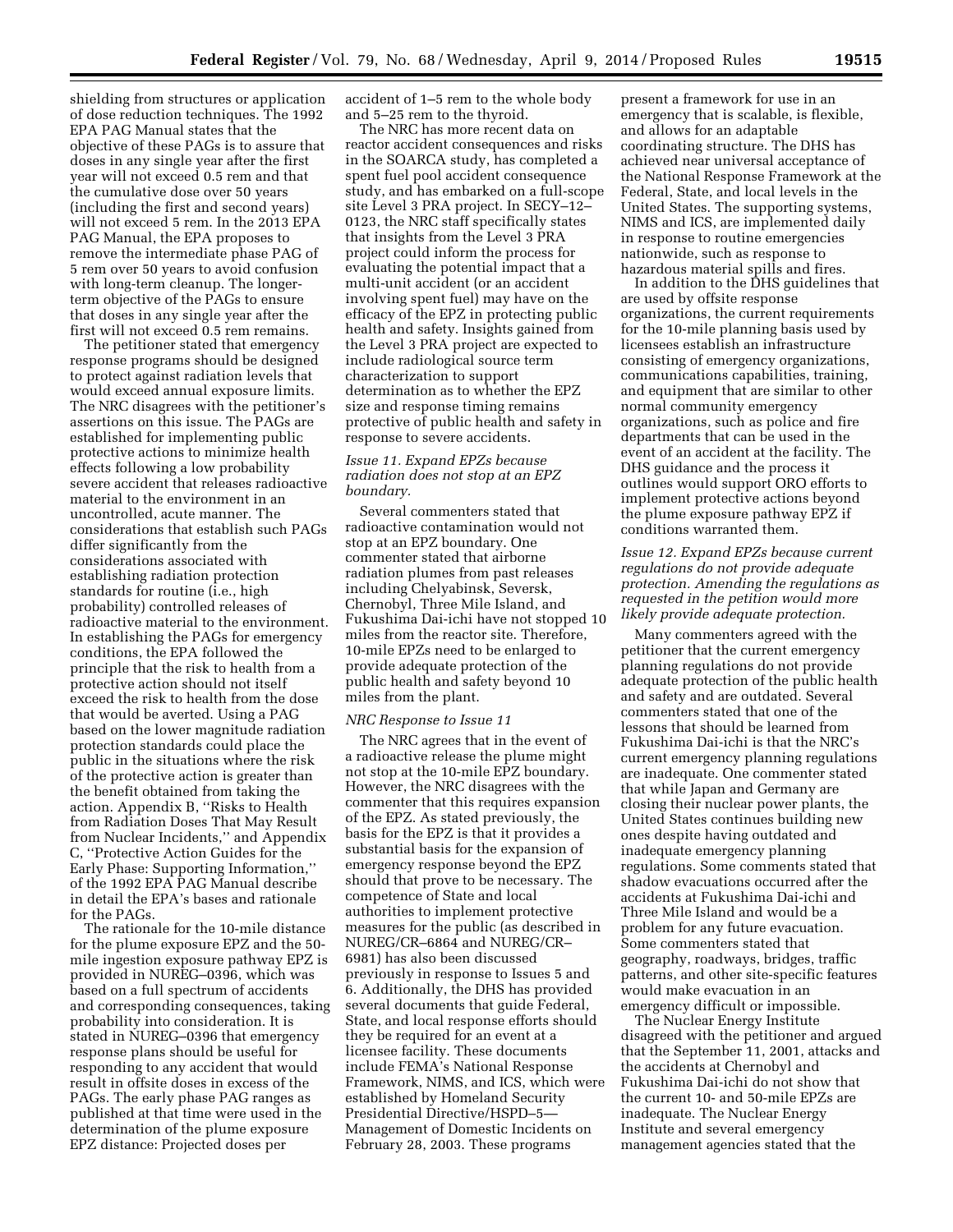shielding from structures or application of dose reduction techniques. The 1992 EPA PAG Manual states that the objective of these PAGs is to assure that doses in any single year after the first year will not exceed 0.5 rem and that the cumulative dose over 50 years (including the first and second years) will not exceed 5 rem. In the 2013 EPA PAG Manual, the EPA proposes to remove the intermediate phase PAG of 5 rem over 50 years to avoid confusion with long-term cleanup. The longer-term objective of the PAGs to ensure that doses in any single year after the first will not exceed 0.5 rem remains.

The petitioner stated that emergency response programs should be designed to protect against radiation levels that would exceed annual exposure limits. The NRC disagrees with the petitioner's assertions on this issue. The PAGs are established for implementing public protective actions to minimize health effects following a low probability severe accident that releases radioactive material to the environment in an uncontrolled, acute manner. The considerations that establish such PAGs differ significantly from the considerations associated with establishing radiation protection standards for routine (i.e., high probability) controlled releases of radioactive material to the environment. In establishing the PAGs for emergency conditions, the EPA followed the principle that the risk to health from a protective action should not itself exceed the risk to health from the dose that would be averted. Using a PAG based on the lower magnitude radiation protection standards could place the public in the situations where the risk of the protective action is greater than the benefit obtained from taking the action. Appendix B, "Risks to Health from Radiation Doses That May Result from Nuclear Incidents," and Appendix C, "Protective Action Guides for the Early Phase: Supporting Information," of the 1992 EPA PAG Manual describe in detail the EPA's bases and rationale for the PAGs.

The rationale for the 10-mile distance for the plume exposure EPZ and the 50-mile ingestion exposure pathway EPZ is provided in NUREG–0396, which was based on a full spectrum of accidents and corresponding consequences, taking probability into consideration. It is stated in NUREG–0396 that emergency response plans should be useful for responding to any accident that would result in offsite doses in excess of the PAGs. The early phase PAG ranges as published at that time were used in the determination of the plume exposure EPZ distance: Projected doses per accident of 1–5 rem to the whole body and 5–25 rem to the thyroid.

The NRC has more recent data on reactor accident consequences and risks in the SOARCA study, has completed a spent fuel pool accident consequence study, and has embarked on a full-scope site Level 3 PRA project. In SECY–12–0123, the NRC staff specifically states that insights from the Level 3 PRA project could inform the process for evaluating the potential impact that a multi-unit accident (or an accident involving spent fuel) may have on the efficacy of the EPZ in protecting public health and safety. Insights gained from the Level 3 PRA project are expected to include radiological source term characterization to support determination as to whether the EPZ size and response timing remains protective of public health and safety in response to severe accidents.

*Issue 11. Expand EPZs because radiation does not stop at an EPZ boundary.*

Several commenters stated that radioactive contamination would not stop at an EPZ boundary. One commenter stated that airborne radiation plumes from past releases including Chelyabinsk, Seversk, Chernobyl, Three Mile Island, and Fukushima Dai-ichi have not stopped 10 miles from the reactor site. Therefore, 10-mile EPZs need to be enlarged to provide adequate protection of the public health and safety beyond 10 miles from the plant.

*NRC Response to Issue 11*

The NRC agrees that in the event of a radioactive release the plume might not stop at the 10-mile EPZ boundary. However, the NRC disagrees with the commenter that this requires expansion of the EPZ. As stated previously, the basis for the EPZ is that it provides a substantial basis for the expansion of emergency response beyond the EPZ should that prove to be necessary. The competence of State and local authorities to implement protective measures for the public (as described in NUREG/CR–6864 and NUREG/CR–6981) has also been discussed previously in response to Issues 5 and 6. Additionally, the DHS has provided several documents that guide Federal, State, and local response efforts should they be required for an event at a licensee facility. These documents include FEMA's National Response Framework, NIMS, and ICS, which were established by Homeland Security Presidential Directive/HSPD–5—Management of Domestic Incidents on February 28, 2003. These programs present a framework for use in an emergency that is scalable, is flexible, and allows for an adaptable coordinating structure. The DHS has achieved near universal acceptance of the National Response Framework at the Federal, State, and local levels in the United States. The supporting systems, NIMS and ICS, are implemented daily in response to routine emergencies nationwide, such as response to hazardous material spills and fires.

In addition to the DHS guidelines that are used by offsite response organizations, the current requirements for the 10-mile planning basis used by licensees establish an infrastructure consisting of emergency organizations, communications capabilities, training, and equipment that are similar to other normal community emergency organizations, such as police and fire departments that can be used in the event of an accident at the facility. The DHS guidance and the process it outlines would support ORO efforts to implement protective actions beyond the plume exposure pathway EPZ if conditions warranted them.

*Issue 12. Expand EPZs because current regulations do not provide adequate protection. Amending the regulations as requested in the petition would more likely provide adequate protection.*

Many commenters agreed with the petitioner that the current emergency planning regulations do not provide adequate protection of the public health and safety and are outdated. Several commenters stated that one of the lessons that should be learned from Fukushima Dai-ichi is that the NRC's current emergency planning regulations are inadequate. One commenter stated that while Japan and Germany are closing their nuclear power plants, the United States continues building new ones despite having outdated and inadequate emergency planning regulations. Some comments stated that shadow evacuations occurred after the accidents at Fukushima Dai-ichi and Three Mile Island and would be a problem for any future evacuation. Some commenters stated that geography, roadways, bridges, traffic patterns, and other site-specific features would make evacuation in an emergency difficult or impossible.

The Nuclear Energy Institute disagreed with the petitioner and argued that the September 11, 2001, attacks and the accidents at Chernobyl and Fukushima Dai-ichi do not show that the current 10- and 50-mile EPZs are inadequate. The Nuclear Energy Institute and several emergency management agencies stated that the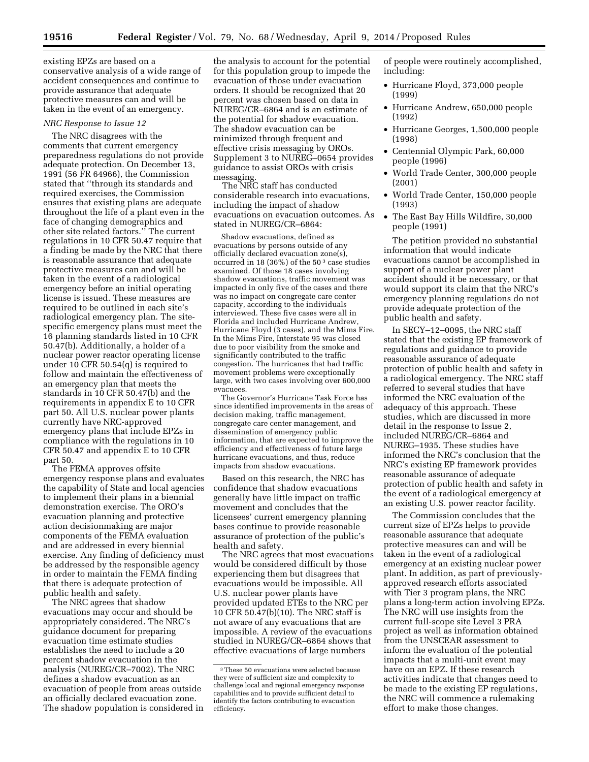existing EPZs are based on a conservative analysis of a wide range of accident consequences and continue to provide assurance that adequate protective measures can and will be taken in the event of an emergency.

*NRC Response to Issue 12*

The NRC disagrees with the comments that current emergency preparedness regulations do not provide adequate protection. On December 13, 1991 (56 FR 64966), the Commission stated that ''through its standards and required exercises, the Commission ensures that existing plans are adequate throughout the life of a plant even in the face of changing demographics and other site related factors.'' The current regulations in 10 CFR 50.47 require that a finding be made by the NRC that there is reasonable assurance that adequate protective measures can and will be taken in the event of a radiological emergency before an initial operating license is issued. These measures are required to be outlined in each site's radiological emergency plan. The site-specific emergency plans must meet the 16 planning standards listed in 10 CFR 50.47(b). Additionally, a holder of a nuclear power reactor operating license under 10 CFR 50.54(q) is required to follow and maintain the effectiveness of an emergency plan that meets the standards in 10 CFR 50.47(b) and the requirements in appendix E to 10 CFR part 50. All U.S. nuclear power plants currently have NRC-approved emergency plans that include EPZs in compliance with the regulations in 10 CFR 50.47 and appendix E to 10 CFR part 50.

The FEMA approves offsite emergency response plans and evaluates the capability of State and local agencies to implement their plans in a biennial demonstration exercise. The ORO's evacuation planning and protective action decisionmaking are major components of the FEMA evaluation and are addressed in every biennial exercise. Any finding of deficiency must be addressed by the responsible agency in order to maintain the FEMA finding that there is adequate protection of public health and safety.

The NRC agrees that shadow evacuations may occur and should be appropriately considered. The NRC's guidance document for preparing evacuation time estimate studies establishes the need to include a 20 percent shadow evacuation in the analysis (NUREG/CR–7002). The NRC defines a shadow evacuation as an evacuation of people from areas outside an officially declared evacuation zone. The shadow population is considered in the analysis to account for the potential for this population group to impede the evacuation of those under evacuation orders. It should be recognized that 20 percent was chosen based on data in NUREG/CR–6864 and is an estimate of the potential for shadow evacuation. The shadow evacuation can be minimized through frequent and effective crisis messaging by OROs. Supplement 3 to NUREG–0654 provides guidance to assist OROs with crisis messaging.

The NRC staff has conducted considerable research into evacuations, including the impact of shadow evacuations on evacuation outcomes. As stated in NUREG/CR–6864:

> Shadow evacuations, defined as evacuations by persons outside of any officially declared evacuation zone(s), occurred in 18 (36%) of the 50 [3] case studies examined. Of those 18 cases involving shadow evacuations, traffic movement was impacted in only five of the cases and there was no impact on congregate care center capacity, according to the individuals interviewed. These five cases were all in Florida and included Hurricane Andrew, Hurricane Floyd (3 cases), and the Mims Fire. In the Mims Fire, Interstate 95 was closed due to poor visibility from the smoke and significantly contributed to the traffic congestion. The hurricanes that had traffic movement problems were exceptionally large, with two cases involving over 600,000 evacuees.
>
> The Governor's Hurricane Task Force has since identified improvements in the areas of decision making, traffic management, congregate care center management, and dissemination of emergency public information, that are expected to improve the efficiency and effectiveness of future large hurricane evacuations, and thus, reduce impacts from shadow evacuations.

Based on this research, the NRC has confidence that shadow evacuations generally have little impact on traffic movement and concludes that the licensees' current emergency planning bases continue to provide reasonable assurance of protection of the public's health and safety.

The NRC agrees that most evacuations would be considered difficult by those experiencing them but disagrees that evacuations would be impossible. All U.S. nuclear power plants have provided updated ETEs to the NRC per 10 CFR 50.47(b)(10). The NRC staff is not aware of any evacuations that are impossible. A review of the evacuations studied in NUREG/CR–6864 shows that effective evacuations of large numbers of people were routinely accomplished, including:

- Hurricane Floyd, 373,000 people (1999)
- Hurricane Andrew, 650,000 people (1992)
- Hurricane Georges, 1,500,000 people (1998)
- Centennial Olympic Park, 60,000 people (1996)
- World Trade Center, 300,000 people (2001)
- World Trade Center, 150,000 people (1993)
- The East Bay Hills Wildfire, 30,000 people (1991)

The petition provided no substantial information that would indicate evacuations cannot be accomplished in support of a nuclear power plant accident should it be necessary, or that would support its claim that the NRC's emergency planning regulations do not provide adequate protection of the public health and safety.

In SECY–12–0095, the NRC staff stated that the existing EP framework of regulations and guidance to provide reasonable assurance of adequate protection of public health and safety in a radiological emergency. The NRC staff referred to several studies that have informed the NRC evaluation of the adequacy of this approach. These studies, which are discussed in more detail in the response to Issue 2, included NUREG/CR–6864 and NUREG–1935. These studies have informed the NRC's conclusion that the NRC's existing EP framework provides reasonable assurance of adequate protection of public health and safety in the event of a radiological emergency at an existing U.S. power reactor facility.

The Commission concludes that the current size of EPZs helps to provide reasonable assurance that adequate protective measures can and will be taken in the event of a radiological emergency at an existing nuclear power plant. In addition, as part of previously-approved research efforts associated with Tier 3 program plans, the NRC plans a long-term action involving EPZs. The NRC will use insights from the current full-scope site Level 3 PRA project as well as information obtained from the UNSCEAR assessment to inform the evaluation of the potential impacts that a multi-unit event may have on an EPZ. If these research activities indicate that changes need to be made to the existing EP regulations, the NRC will commence a rulemaking effort to make those changes.

[3] These 50 evacuations were selected because they were of sufficient size and complexity to challenge local and regional emergency response capabilities and to provide sufficient detail to identify the factors contributing to evacuation efficiency.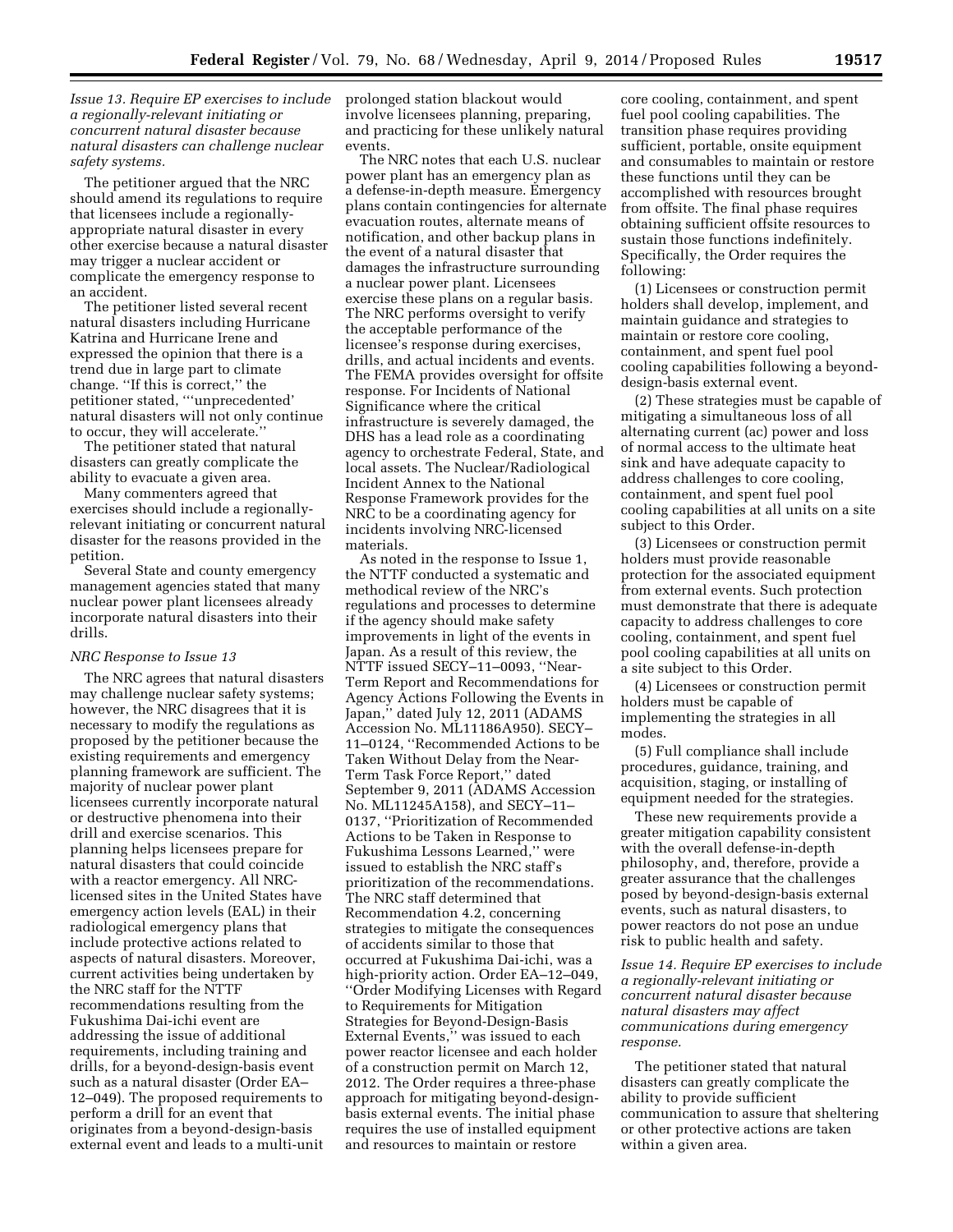*Issue 13. Require EP exercises to include a regionally-relevant initiating or concurrent natural disaster because natural disasters can challenge nuclear safety systems.*

The petitioner argued that the NRC should amend its regulations to require that licensees include a regionally-appropriate natural disaster in every other exercise because a natural disaster may trigger a nuclear accident or complicate the emergency response to an accident.

The petitioner listed several recent natural disasters including Hurricane Katrina and Hurricane Irene and expressed the opinion that there is a trend due in large part to climate change. ''If this is correct,'' the petitioner stated, '''unprecedented' natural disasters will not only continue to occur, they will accelerate.''

The petitioner stated that natural disasters can greatly complicate the ability to evacuate a given area.

Many commenters agreed that exercises should include a regionally-relevant initiating or concurrent natural disaster for the reasons provided in the petition.

Several State and county emergency management agencies stated that many nuclear power plant licensees already incorporate natural disasters into their drills.

*NRC Response to Issue 13*

The NRC agrees that natural disasters may challenge nuclear safety systems; however, the NRC disagrees that it is necessary to modify the regulations as proposed by the petitioner because the existing requirements and emergency planning framework are sufficient. The majority of nuclear power plant licensees currently incorporate natural or destructive phenomena into their drill and exercise scenarios. This planning helps licensees prepare for natural disasters that could coincide with a reactor emergency. All NRC-licensed sites in the United States have emergency action levels (EAL) in their radiological emergency plans that include protective actions related to aspects of natural disasters. Moreover, current activities being undertaken by the NRC staff for the NTTF recommendations resulting from the Fukushima Dai-ichi event are addressing the issue of additional requirements, including training and drills, for a beyond-design-basis event such as a natural disaster (Order EA–12–049). The proposed requirements to perform a drill for an event that originates from a beyond-design-basis external event and leads to a multi-unit prolonged station blackout would involve licensees planning, preparing, and practicing for these unlikely natural events.

The NRC notes that each U.S. nuclear power plant has an emergency plan as a defense-in-depth measure. Emergency plans contain contingencies for alternate evacuation routes, alternate means of notification, and other backup plans in the event of a natural disaster that damages the infrastructure surrounding a nuclear power plant. Licensees exercise these plans on a regular basis. The NRC performs oversight to verify the acceptable performance of the licensee's response during exercises, drills, and actual incidents and events. The FEMA provides oversight for offsite response. For Incidents of National Significance where the critical infrastructure is severely damaged, the DHS has a lead role as a coordinating agency to orchestrate Federal, State, and local assets. The Nuclear/Radiological Incident Annex to the National Response Framework provides for the NRC to be a coordinating agency for incidents involving NRC-licensed materials.

As noted in the response to Issue 1, the NTTF conducted a systematic and methodical review of the NRC's regulations and processes to determine if the agency should make safety improvements in light of the events in Japan. As a result of this review, the NTTF issued SECY–11–0093, ''Near-Term Report and Recommendations for Agency Actions Following the Events in Japan,'' dated July 12, 2011 (ADAMS Accession No. ML11186A950). SECY–11–0124, ''Recommended Actions to be Taken Without Delay from the Near-Term Task Force Report,'' dated September 9, 2011 (ADAMS Accession No. ML11245A158), and SECY–11–0137, ''Prioritization of Recommended Actions to be Taken in Response to Fukushima Lessons Learned,'' were issued to establish the NRC staff's prioritization of the recommendations. The NRC staff determined that Recommendation 4.2, concerning strategies to mitigate the consequences of accidents similar to those that occurred at Fukushima Dai-ichi, was a high-priority action. Order EA–12–049, ''Order Modifying Licenses with Regard to Requirements for Mitigation Strategies for Beyond-Design-Basis External Events,'' was issued to each power reactor licensee and each holder of a construction permit on March 12, 2012. The Order requires a three-phase approach for mitigating beyond-design-basis external events. The initial phase requires the use of installed equipment and resources to maintain or restore core cooling, containment, and spent fuel pool cooling capabilities. The transition phase requires providing sufficient, portable, onsite equipment and consumables to maintain or restore these functions until they can be accomplished with resources brought from offsite. The final phase requires obtaining sufficient offsite resources to sustain those functions indefinitely. Specifically, the Order requires the following:

(1) Licensees or construction permit holders shall develop, implement, and maintain guidance and strategies to maintain or restore core cooling, containment, and spent fuel pool cooling capabilities following a beyond-design-basis external event.

(2) These strategies must be capable of mitigating a simultaneous loss of all alternating current (ac) power and loss of normal access to the ultimate heat sink and have adequate capacity to address challenges to core cooling, containment, and spent fuel pool cooling capabilities at all units on a site subject to this Order.

(3) Licensees or construction permit holders must provide reasonable protection for the associated equipment from external events. Such protection must demonstrate that there is adequate capacity to address challenges to core cooling, containment, and spent fuel pool cooling capabilities at all units on a site subject to this Order.

(4) Licensees or construction permit holders must be capable of implementing the strategies in all modes.

(5) Full compliance shall include procedures, guidance, training, and acquisition, staging, or installing of equipment needed for the strategies.

These new requirements provide a greater mitigation capability consistent with the overall defense-in-depth philosophy, and, therefore, provide a greater assurance that the challenges posed by beyond-design-basis external events, such as natural disasters, to power reactors do not pose an undue risk to public health and safety.

*Issue 14. Require EP exercises to include a regionally-relevant initiating or concurrent natural disaster because natural disasters may affect communications during emergency response.*

The petitioner stated that natural disasters can greatly complicate the ability to provide sufficient communication to assure that sheltering or other protective actions are taken within a given area.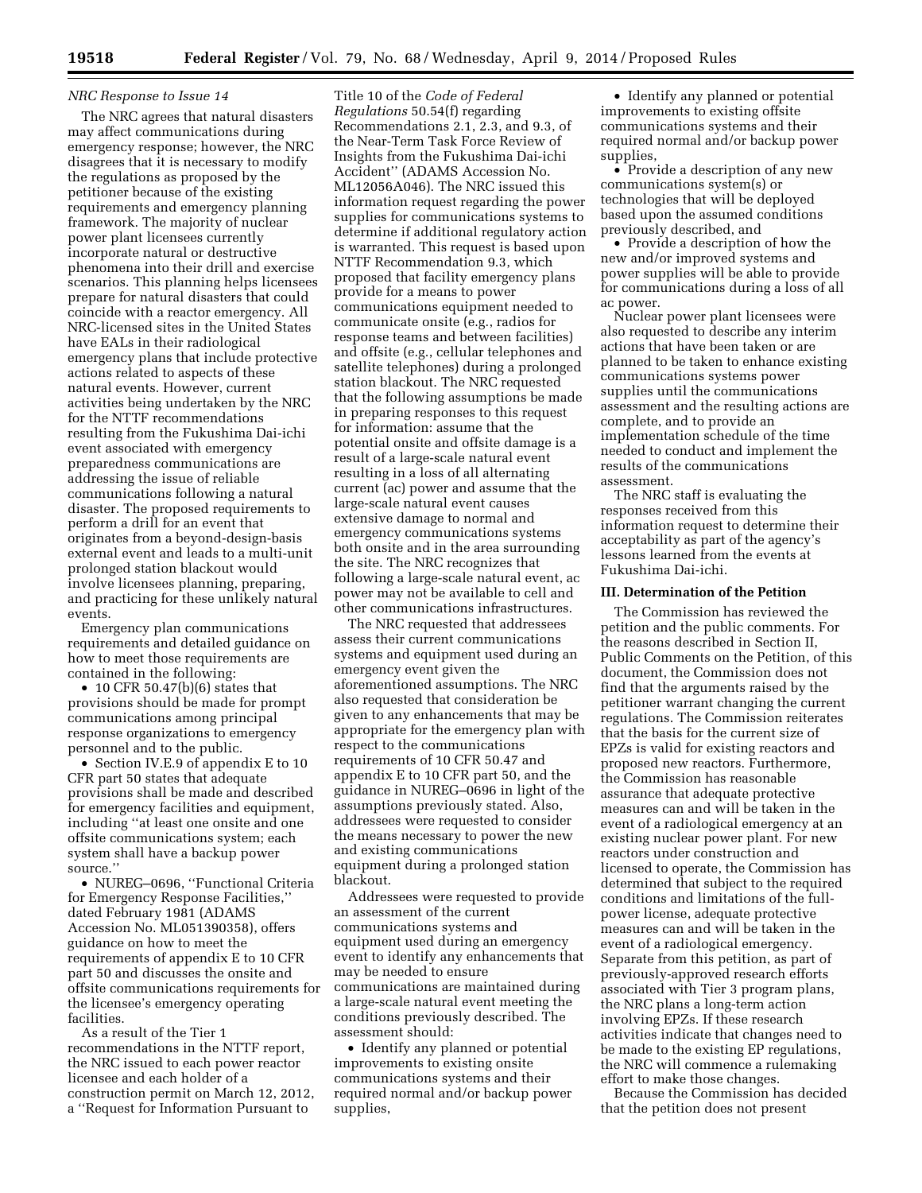*NRC Response to Issue 14*

The NRC agrees that natural disasters may affect communications during emergency response; however, the NRC disagrees that it is necessary to modify the regulations as proposed by the petitioner because of the existing requirements and emergency planning framework. The majority of nuclear power plant licensees currently incorporate natural or destructive phenomena into their drill and exercise scenarios. This planning helps licensees prepare for natural disasters that could coincide with a reactor emergency. All NRC-licensed sites in the United States have EALs in their radiological emergency plans that include protective actions related to aspects of these natural events. However, current activities being undertaken by the NRC for the NTTF recommendations resulting from the Fukushima Dai-ichi event associated with emergency preparedness communications are addressing the issue of reliable communications following a natural disaster. The proposed requirements to perform a drill for an event that originates from a beyond-design-basis external event and leads to a multi-unit prolonged station blackout would involve licensees planning, preparing, and practicing for these unlikely natural events.

Emergency plan communications requirements and detailed guidance on how to meet those requirements are contained in the following:

- 10 CFR 50.47(b)(6) states that provisions should be made for prompt communications among principal response organizations to emergency personnel and to the public.
- Section IV.E.9 of appendix E to 10 CFR part 50 states that adequate provisions shall be made and described for emergency facilities and equipment, including ''at least one onsite and one offsite communications system; each system shall have a backup power source.''
- NUREG–0696, ''Functional Criteria for Emergency Response Facilities,'' dated February 1981 (ADAMS Accession No. ML051390358), offers guidance on how to meet the requirements of appendix E to 10 CFR part 50 and discusses the onsite and offsite communications requirements for the licensee's emergency operating facilities.

As a result of the Tier 1 recommendations in the NTTF report, the NRC issued to each power reactor licensee and each holder of a construction permit on March 12, 2012, a ''Request for Information Pursuant to Title 10 of the *Code of Federal Regulations* 50.54(f) regarding Recommendations 2.1, 2.3, and 9.3, of the Near-Term Task Force Review of Insights from the Fukushima Dai-ichi Accident'' (ADAMS Accession No. ML12056A046). The NRC issued this information request regarding the power supplies for communications systems to determine if additional regulatory action is warranted. This request is based upon NTTF Recommendation 9.3, which proposed that facility emergency plans provide for a means to power communications equipment needed to communicate onsite (e.g., radios for response teams and between facilities) and offsite (e.g., cellular telephones and satellite telephones) during a prolonged station blackout. The NRC requested that the following assumptions be made in preparing responses to this request for information: assume that the potential onsite and offsite damage is a result of a large-scale natural event resulting in a loss of all alternating current (ac) power and assume that the large-scale natural event causes extensive damage to normal and emergency communications systems both onsite and in the area surrounding the site. The NRC recognizes that following a large-scale natural event, ac power may not be available to cell and other communications infrastructures.

The NRC requested that addressees assess their current communications systems and equipment used during an emergency event given the aforementioned assumptions. The NRC also requested that consideration be given to any enhancements that may be appropriate for the emergency plan with respect to the communications requirements of 10 CFR 50.47 and appendix E to 10 CFR part 50, and the guidance in NUREG–0696 in light of the assumptions previously stated. Also, addressees were requested to consider the means necessary to power the new and existing communications equipment during a prolonged station blackout.

Addressees were requested to provide an assessment of the current communications systems and equipment used during an emergency event to identify any enhancements that may be needed to ensure communications are maintained during a large-scale natural event meeting the conditions previously described. The assessment should:

- Identify any planned or potential improvements to existing onsite communications systems and their required normal and/or backup power supplies,
- Identify any planned or potential improvements to existing offsite communications systems and their required normal and/or backup power supplies,
- Provide a description of any new communications system(s) or technologies that will be deployed based upon the assumed conditions previously described, and
- Provide a description of how the new and/or improved systems and power supplies will be able to provide for communications during a loss of all ac power.

Nuclear power plant licensees were also requested to describe any interim actions that have been taken or are planned to be taken to enhance existing communications systems power supplies until the communications assessment and the resulting actions are complete, and to provide an implementation schedule of the time needed to conduct and implement the results of the communications assessment.

The NRC staff is evaluating the responses received from this information request to determine their acceptability as part of the agency's lessons learned from the events at Fukushima Dai-ichi.

## III. Determination of the Petition

The Commission has reviewed the petition and the public comments. For the reasons described in Section II, Public Comments on the Petition, of this document, the Commission does not find that the arguments raised by the petitioner warrant changing the current regulations. The Commission reiterates that the basis for the current size of EPZs is valid for existing reactors and proposed new reactors. Furthermore, the Commission has reasonable assurance that adequate protective measures can and will be taken in the event of a radiological emergency at an existing nuclear power plant. For new reactors under construction and licensed to operate, the Commission has determined that subject to the required conditions and limitations of the full-power license, adequate protective measures can and will be taken in the event of a radiological emergency. Separate from this petition, as part of previously-approved research efforts associated with Tier 3 program plans, the NRC plans a long-term action involving EPZs. If these research activities indicate that changes need to be made to the existing EP regulations, the NRC will commence a rulemaking effort to make those changes.

Because the Commission has decided that the petition does not present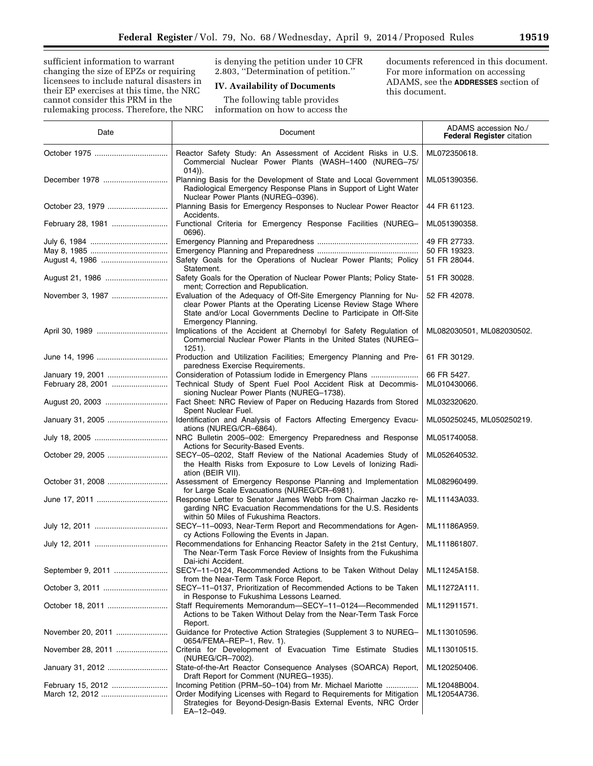sufficient information to warrant changing the size of EPZs or requiring licensees to include natural disasters in their EP exercises at this time, the NRC cannot consider this PRM in the rulemaking process. Therefore, the NRC is denying the petition under 10 CFR 2.803, ''Determination of petition.''

## IV. Availability of Documents

The following table provides information on how to access the documents referenced in this document. For more information on accessing ADAMS, see the **ADDRESSES** section of this document.

| Date | Document | ADAMS accession No./ **Federal Register** citation |
|---|---|---|
| October 1975 | Reactor Safety Study: An Assessment of Accident Risks in U.S. Commercial Nuclear Power Plants (WASH–1400 (NUREG–75/014)). | ML072350618. |
| December 1978 | Planning Basis for the Development of State and Local Government Radiological Emergency Response Plans in Support of Light Water Nuclear Power Plants (NUREG–0396). | ML051390356. |
| October 23, 1979 | Planning Basis for Emergency Responses to Nuclear Power Reactor Accidents. | 44 FR 61123. |
| February 28, 1981 | Functional Criteria for Emergency Response Facilities (NUREG–0696). | ML051390358. |
| July 6, 1984 | Emergency Planning and Preparedness | 49 FR 27733. |
| May 8, 1985 | Emergency Planning and Preparedness | 50 FR 19323. |
| August 4, 1986 | Safety Goals for the Operations of Nuclear Power Plants; Policy Statement. | 51 FR 28044. |
| August 21, 1986 | Safety Goals for the Operation of Nuclear Power Plants; Policy Statement; Correction and Republication. | 51 FR 30028. |
| November 3, 1987 | Evaluation of the Adequacy of Off-Site Emergency Planning for Nuclear Power Plants at the Operating License Review Stage Where State and/or Local Governments Decline to Participate in Off-Site Emergency Planning. | 52 FR 42078. |
| April 30, 1989 | Implications of the Accident at Chernobyl for Safety Regulation of Commercial Nuclear Power Plants in the United States (NUREG–1251). | ML082030501, ML082030502. |
| June 14, 1996 | Production and Utilization Facilities; Emergency Planning and Preparedness Exercise Requirements. | 61 FR 30129. |
| January 19, 2001 | Consideration of Potassium Iodide in Emergency Plans | 66 FR 5427. |
| February 28, 2001 | Technical Study of Spent Fuel Pool Accident Risk at Decommissioning Nuclear Power Plants (NUREG–1738). | ML010430066. |
| August 20, 2003 | Fact Sheet: NRC Review of Paper on Reducing Hazards from Stored Spent Nuclear Fuel. | ML032320620. |
| January 31, 2005 | Identification and Analysis of Factors Affecting Emergency Evacuations (NUREG/CR–6864). | ML050250245, ML050250219. |
| July 18, 2005 | NRC Bulletin 2005–002: Emergency Preparedness and Response Actions for Security-Based Events. | ML051740058. |
| October 29, 2005 | SECY–05–0202, Staff Review of the National Academies Study of the Health Risks from Exposure to Low Levels of Ionizing Radiation (BEIR VII). | ML052640532. |
| October 31, 2008 | Assessment of Emergency Response Planning and Implementation for Large Scale Evacuations (NUREG/CR–6981). | ML082960499. |
| June 17, 2011 | Response Letter to Senator James Webb from Chairman Jaczko regarding NRC Evacuation Recommendations for the U.S. Residents within 50 Miles of Fukushima Reactors. | ML11143A033. |
| July 12, 2011 | SECY–11–0093, Near-Term Report and Recommendations for Agency Actions Following the Events in Japan. | ML11186A959. |
| July 12, 2011 | Recommendations for Enhancing Reactor Safety in the 21st Century, The Near-Term Task Force Review of Insights from the Fukushima Dai-ichi Accident. | ML111861807. |
| September 9, 2011 | SECY–11–0124, Recommended Actions to be Taken Without Delay from the Near-Term Task Force Report. | ML11245A158. |
| October 3, 2011 | SECY–11–0137, Prioritization of Recommended Actions to be Taken in Response to Fukushima Lessons Learned. | ML11272A111. |
| October 18, 2011 | Staff Requirements Memorandum—SECY–11–0124—Recommended Actions to be Taken Without Delay from the Near-Term Task Force Report. | ML112911571. |
| November 20, 2011 | Guidance for Protective Action Strategies (Supplement 3 to NUREG–0654/FEMA–REP–1, Rev. 1). | ML113010596. |
| November 28, 2011 | Criteria for Development of Evacuation Time Estimate Studies (NUREG/CR–7002). | ML113010515. |
| January 31, 2012 | State-of-the-Art Reactor Consequence Analyses (SOARCA) Report, Draft Report for Comment (NUREG–1935). | ML120250406. |
| February 15, 2012 | Incoming Petition (PRM–50–104) from Mr. Michael Mariotte | ML12048B004. |
| March 12, 2012 | Order Modifying Licenses with Regard to Requirements for Mitigation Strategies for Beyond-Design-Basis External Events, NRC Order EA–12–049. | ML12054A736. |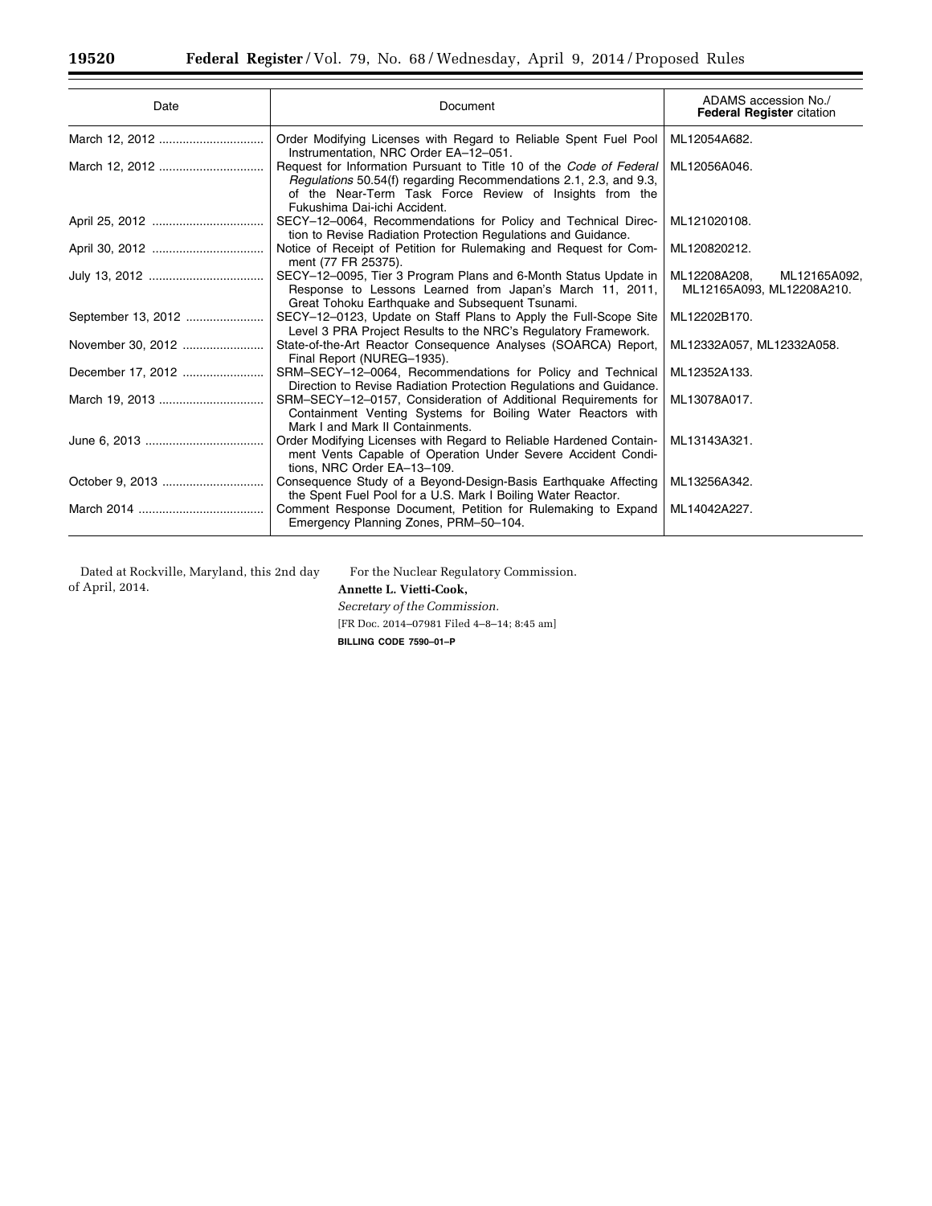| Date | Document | ADAMS accession No./ **Federal Register** citation |
|---|---|---|
| March 12, 2012 | Order Modifying Licenses with Regard to Reliable Spent Fuel Pool Instrumentation, NRC Order EA–12–051. | ML12054A682. |
| March 12, 2012 | Request for Information Pursuant to Title 10 of the *Code of Federal Regulations* 50.54(f) regarding Recommendations 2.1, 2.3, and 9.3, of the Near-Term Task Force Review of Insights from the Fukushima Dai-ichi Accident. | ML12056A046. |
| April 25, 2012 | SECY–12–0064, Recommendations for Policy and Technical Direction to Revise Radiation Protection Regulations and Guidance. | ML121020108. |
| April 30, 2012 | Notice of Receipt of Petition for Rulemaking and Request for Comment (77 FR 25375). | ML120820212. |
| July 13, 2012 | SECY–12–0095, Tier 3 Program Plans and 6-Month Status Update in Response to Lessons Learned from Japan's March 11, 2011, Great Tohoku Earthquake and Subsequent Tsunami. | ML12208A208, ML12165A092, ML12165A093, ML12208A210. |
| September 13, 2012 | SECY–12–0123, Update on Staff Plans to Apply the Full-Scope Site Level 3 PRA Project Results to the NRC's Regulatory Framework. | ML12202B170. |
| November 30, 2012 | State-of-the-Art Reactor Consequence Analyses (SOARCA) Report, Final Report (NUREG–1935). | ML12332A057, ML12332A058. |
| December 17, 2012 | SRM–SECY–12–0064, Recommendations for Policy and Technical Direction to Revise Radiation Protection Regulations and Guidance. | ML12352A133. |
| March 19, 2013 | SRM–SECY–12–0157, Consideration of Additional Requirements for Containment Venting Systems for Boiling Water Reactors with Mark I and Mark II Containments. | ML13078A017. |
| June 6, 2013 | Order Modifying Licenses with Regard to Reliable Hardened Containment Vents Capable of Operation Under Severe Accident Conditions, NRC Order EA–13–109. | ML13143A321. |
| October 9, 2013 | Consequence Study of a Beyond-Design-Basis Earthquake Affecting the Spent Fuel Pool for a U.S. Mark I Boiling Water Reactor. | ML13256A342. |
| March 2014 | Comment Response Document, Petition for Rulemaking to Expand Emergency Planning Zones, PRM–50–104. | ML14042A227. |

Dated at Rockville, Maryland, this 2nd day of April, 2014.

For the Nuclear Regulatory Commission.

**Annette L. Vietti-Cook,**

*Secretary of the Commission.*

[FR Doc. 2014–07981 Filed 4–8–14; 8:45 am]

**BILLING CODE 7590–01–P**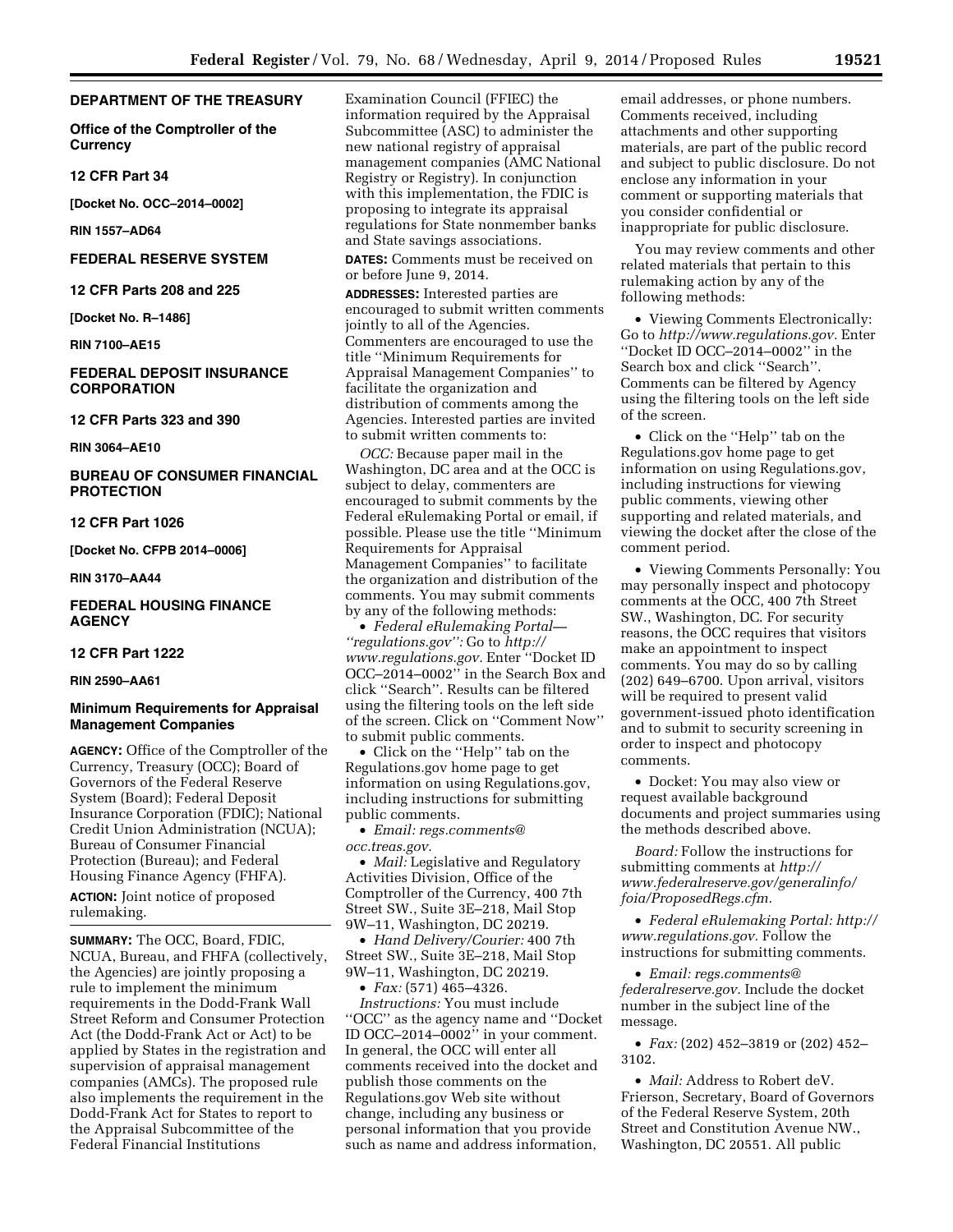**DEPARTMENT OF THE TREASURY**

**Office of the Comptroller of the Currency**

**12 CFR Part 34**

**[Docket No. OCC–2014–0002]**

**RIN 1557–AD64**

**FEDERAL RESERVE SYSTEM**

**12 CFR Parts 208 and 225**

**[Docket No. R–1486]**

**RIN 7100–AE15**

**FEDERAL DEPOSIT INSURANCE CORPORATION**

**12 CFR Parts 323 and 390**

**RIN 3064–AE10**

**BUREAU OF CONSUMER FINANCIAL PROTECTION**

**12 CFR Part 1026**

**[Docket No. CFPB 2014–0006]**

**RIN 3170–AA44**

**FEDERAL HOUSING FINANCE AGENCY**

**12 CFR Part 1222**

**RIN 2590–AA61**

## Minimum Requirements for Appraisal Management Companies

**AGENCY:** Office of the Comptroller of the Currency, Treasury (OCC); Board of Governors of the Federal Reserve System (Board); Federal Deposit Insurance Corporation (FDIC); National Credit Union Administration (NCUA); Bureau of Consumer Financial Protection (Bureau); and Federal Housing Finance Agency (FHFA).

**ACTION:** Joint notice of proposed rulemaking.

**SUMMARY:** The OCC, Board, FDIC, NCUA, Bureau, and FHFA (collectively, the Agencies) are jointly proposing a rule to implement the minimum requirements in the Dodd-Frank Wall Street Reform and Consumer Protection Act (the Dodd-Frank Act or Act) to be applied by States in the registration and supervision of appraisal management companies (AMCs). The proposed rule also implements the requirement in the Dodd-Frank Act for States to report to the Appraisal Subcommittee of the Federal Financial Institutions Examination Council (FFIEC) the information required by the Appraisal Subcommittee (ASC) to administer the new national registry of appraisal management companies (AMC National Registry or Registry). In conjunction with this implementation, the FDIC is proposing to integrate its appraisal regulations for State nonmember banks and State savings associations.

**DATES:** Comments must be received on or before June 9, 2014.

**ADDRESSES:** Interested parties are encouraged to submit written comments jointly to all of the Agencies. Commenters are encouraged to use the title ''Minimum Requirements for Appraisal Management Companies'' to facilitate the organization and distribution of comments among the Agencies. Interested parties are invited to submit written comments to:

*OCC:* Because paper mail in the Washington, DC area and at the OCC is subject to delay, commenters are encouraged to submit comments by the Federal eRulemaking Portal or email, if possible. Please use the title ''Minimum Requirements for Appraisal Management Companies'' to facilitate the organization and distribution of the comments. You may submit comments by any of the following methods:

- *Federal eRulemaking Portal—''regulations.gov'':* Go to *http://www.regulations.gov.* Enter ''Docket ID OCC–2014–0002'' in the Search Box and click ''Search''. Results can be filtered using the filtering tools on the left side of the screen. Click on ''Comment Now'' to submit public comments.
- Click on the ''Help'' tab on the Regulations.gov home page to get information on using Regulations.gov, including instructions for submitting public comments.
- *Email: regs.comments@occ.treas.gov.*
- *Mail:* Legislative and Regulatory Activities Division, Office of the Comptroller of the Currency, 400 7th Street SW., Suite 3E–218, Mail Stop 9W–11, Washington, DC 20219.
- *Hand Delivery/Courier:* 400 7th Street SW., Suite 3E–218, Mail Stop 9W–11, Washington, DC 20219.
- *Fax:* (571) 465–4326.

*Instructions:* You must include ''OCC'' as the agency name and ''Docket ID OCC–2014–0002'' in your comment. In general, the OCC will enter all comments received into the docket and publish those comments on the Regulations.gov Web site without change, including any business or personal information that you provide such as name and address information, email addresses, or phone numbers. Comments received, including attachments and other supporting materials, are part of the public record and subject to public disclosure. Do not enclose any information in your comment or supporting materials that you consider confidential or inappropriate for public disclosure.

You may review comments and other related materials that pertain to this rulemaking action by any of the following methods:

- Viewing Comments Electronically: Go to *http://www.regulations.gov.* Enter ''Docket ID OCC–2014–0002'' in the Search box and click ''Search''. Comments can be filtered by Agency using the filtering tools on the left side of the screen.
- Click on the ''Help'' tab on the Regulations.gov home page to get information on using Regulations.gov, including instructions for viewing public comments, viewing other supporting and related materials, and viewing the docket after the close of the comment period.
- Viewing Comments Personally: You may personally inspect and photocopy comments at the OCC, 400 7th Street SW., Washington, DC. For security reasons, the OCC requires that visitors make an appointment to inspect comments. You may do so by calling (202) 649–6700. Upon arrival, visitors will be required to present valid government-issued photo identification and to submit to security screening in order to inspect and photocopy comments.
- Docket: You may also view or request available background documents and project summaries using the methods described above.

*Board:* Follow the instructions for submitting comments at *http://www.federalreserve.gov/generalinfo/foia/ProposedRegs.cfm.*

- *Federal eRulemaking Portal: http://www.regulations.gov.* Follow the instructions for submitting comments.
- *Email: regs.comments@federalreserve.gov.* Include the docket number in the subject line of the message.
- *Fax:* (202) 452–3819 or (202) 452–3102.
- *Mail:* Address to Robert deV. Frierson, Secretary, Board of Governors of the Federal Reserve System, 20th Street and Constitution Avenue NW., Washington, DC 20551. All public